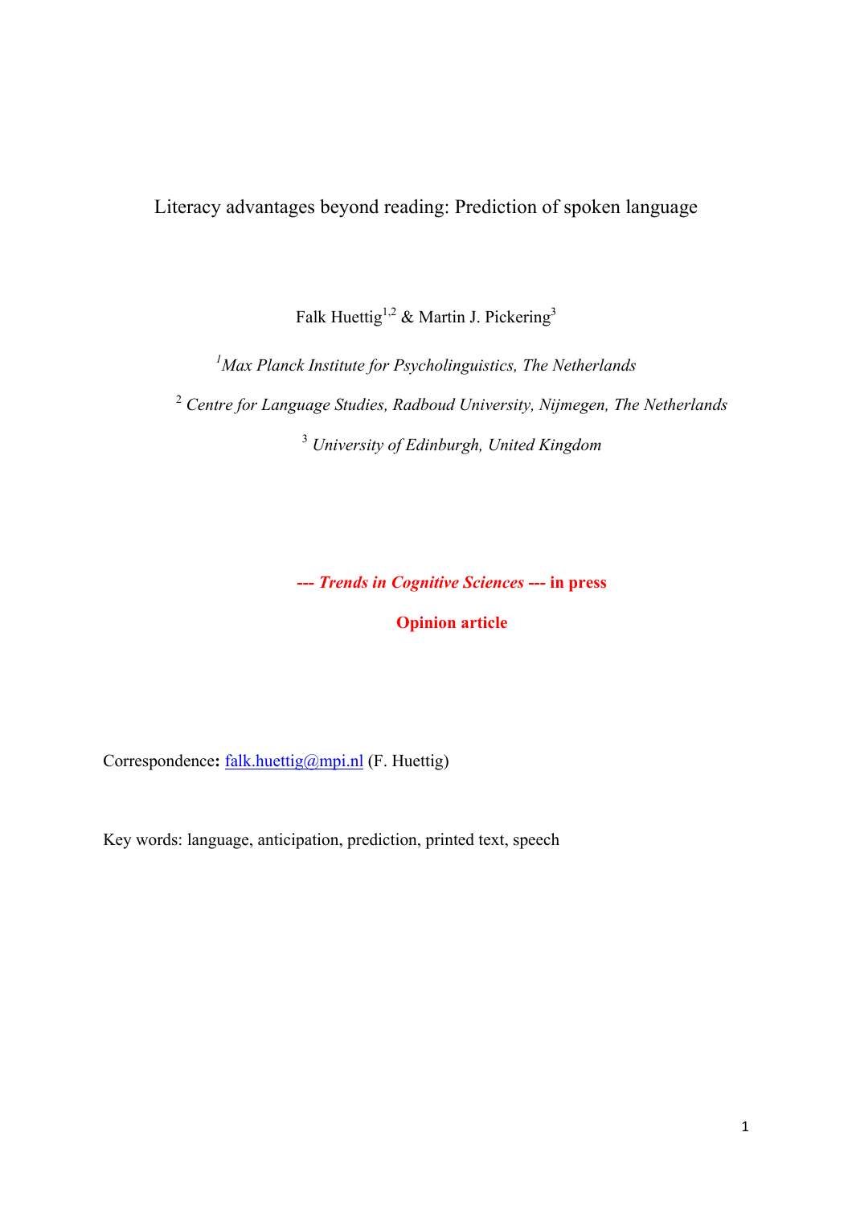# Literacy advantages beyond reading: Prediction of spoken language

Falk Huettig[1,2] & Martin J. Pickering[3]

[1] *Max Planck Institute for Psycholinguistics, The Netherlands*

[2] *Centre for Language Studies, Radboud University, Nijmegen, The Netherlands*

[3] *University of Edinburgh, United Kingdom*

**--- *Trends in Cognitive Sciences* --- in press**

**Opinion article**

Correspondence**:** falk.huettig@mpi.nl (F. Huettig)

Key words: language, anticipation, prediction, printed text, speech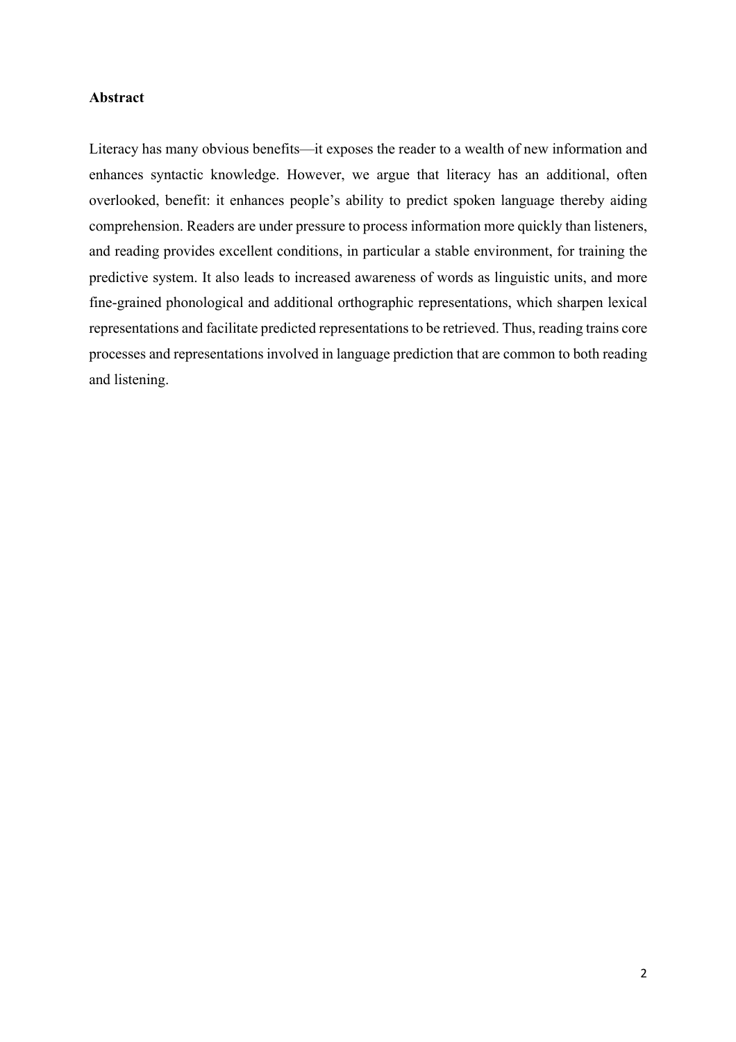**Abstract**

Literacy has many obvious benefits—it exposes the reader to a wealth of new information and enhances syntactic knowledge. However, we argue that literacy has an additional, often overlooked, benefit: it enhances people's ability to predict spoken language thereby aiding comprehension. Readers are under pressure to process information more quickly than listeners, and reading provides excellent conditions, in particular a stable environment, for training the predictive system. It also leads to increased awareness of words as linguistic units, and more fine-grained phonological and additional orthographic representations, which sharpen lexical representations and facilitate predicted representations to be retrieved. Thus, reading trains core processes and representations involved in language prediction that are common to both reading and listening.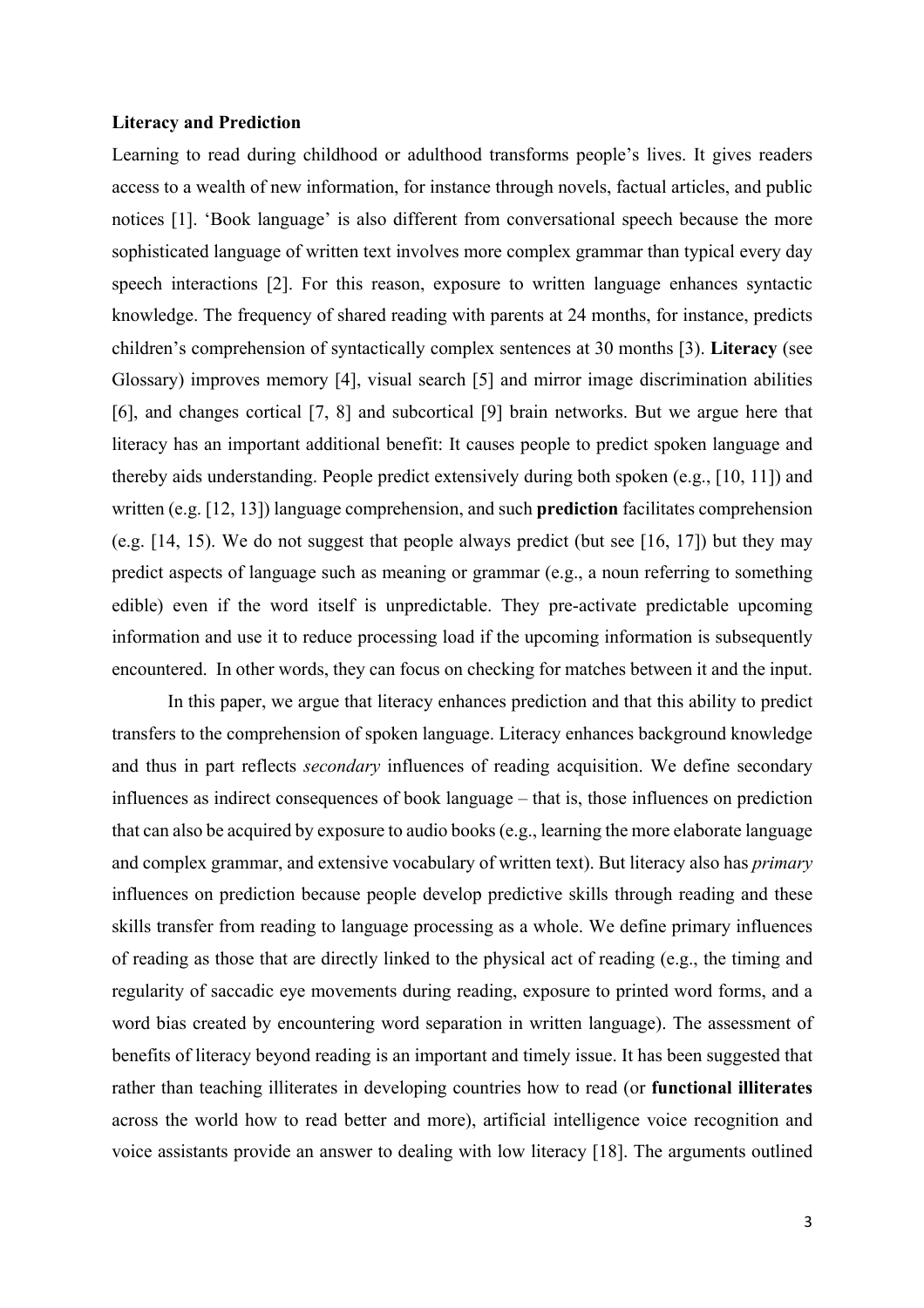**Literacy and Prediction**

Learning to read during childhood or adulthood transforms people's lives. It gives readers access to a wealth of new information, for instance through novels, factual articles, and public notices [1]. 'Book language' is also different from conversational speech because the more sophisticated language of written text involves more complex grammar than typical every day speech interactions [2]. For this reason, exposure to written language enhances syntactic knowledge. The frequency of shared reading with parents at 24 months, for instance, predicts children's comprehension of syntactically complex sentences at 30 months [3]. **Literacy** (see Glossary) improves memory [4], visual search [5] and mirror image discrimination abilities [6], and changes cortical [7, 8] and subcortical [9] brain networks. But we argue here that literacy has an important additional benefit: It causes people to predict spoken language and thereby aids understanding. People predict extensively during both spoken (e.g., [10, 11]) and written (e.g. [12, 13]) language comprehension, and such **prediction** facilitates comprehension (e.g. [14, 15). We do not suggest that people always predict (but see [16, 17]) but they may predict aspects of language such as meaning or grammar (e.g., a noun referring to something edible) even if the word itself is unpredictable. They pre-activate predictable upcoming information and use it to reduce processing load if the upcoming information is subsequently encountered. In other words, they can focus on checking for matches between it and the input.

In this paper, we argue that literacy enhances prediction and that this ability to predict transfers to the comprehension of spoken language. Literacy enhances background knowledge and thus in part reflects *secondary* influences of reading acquisition. We define secondary influences as indirect consequences of book language – that is, those influences on prediction that can also be acquired by exposure to audio books (e.g., learning the more elaborate language and complex grammar, and extensive vocabulary of written text). But literacy also has *primary* influences on prediction because people develop predictive skills through reading and these skills transfer from reading to language processing as a whole. We define primary influences of reading as those that are directly linked to the physical act of reading (e.g., the timing and regularity of saccadic eye movements during reading, exposure to printed word forms, and a word bias created by encountering word separation in written language). The assessment of benefits of literacy beyond reading is an important and timely issue. It has been suggested that rather than teaching illiterates in developing countries how to read (or **functional illiterates** across the world how to read better and more), artificial intelligence voice recognition and voice assistants provide an answer to dealing with low literacy [18]. The arguments outlined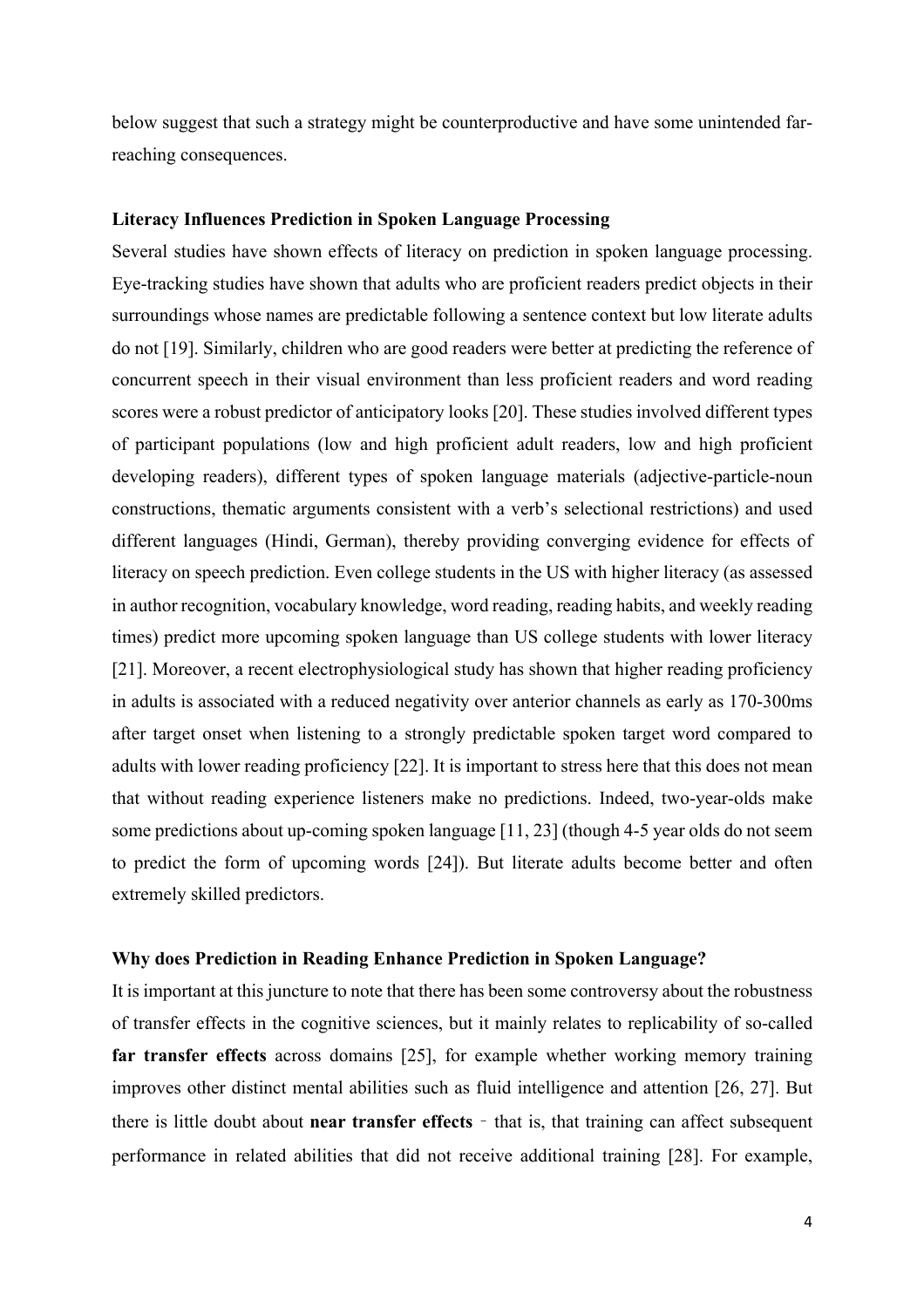below suggest that such a strategy might be counterproductive and have some unintended far-reaching consequences.

## Literacy Influences Prediction in Spoken Language Processing

Several studies have shown effects of literacy on prediction in spoken language processing. Eye-tracking studies have shown that adults who are proficient readers predict objects in their surroundings whose names are predictable following a sentence context but low literate adults do not [19]. Similarly, children who are good readers were better at predicting the reference of concurrent speech in their visual environment than less proficient readers and word reading scores were a robust predictor of anticipatory looks [20]. These studies involved different types of participant populations (low and high proficient adult readers, low and high proficient developing readers), different types of spoken language materials (adjective-particle-noun constructions, thematic arguments consistent with a verb's selectional restrictions) and used different languages (Hindi, German), thereby providing converging evidence for effects of literacy on speech prediction. Even college students in the US with higher literacy (as assessed in author recognition, vocabulary knowledge, word reading, reading habits, and weekly reading times) predict more upcoming spoken language than US college students with lower literacy [21]. Moreover, a recent electrophysiological study has shown that higher reading proficiency in adults is associated with a reduced negativity over anterior channels as early as 170-300ms after target onset when listening to a strongly predictable spoken target word compared to adults with lower reading proficiency [22]. It is important to stress here that this does not mean that without reading experience listeners make no predictions. Indeed, two-year-olds make some predictions about up-coming spoken language [11, 23] (though 4-5 year olds do not seem to predict the form of upcoming words [24]). But literate adults become better and often extremely skilled predictors.

## Why does Prediction in Reading Enhance Prediction in Spoken Language?

It is important at this juncture to note that there has been some controversy about the robustness of transfer effects in the cognitive sciences, but it mainly relates to replicability of so-called **far transfer effects** across domains [25], for example whether working memory training improves other distinct mental abilities such as fluid intelligence and attention [26, 27]. But there is little doubt about **near transfer effects** – that is, that training can affect subsequent performance in related abilities that did not receive additional training [28]. For example,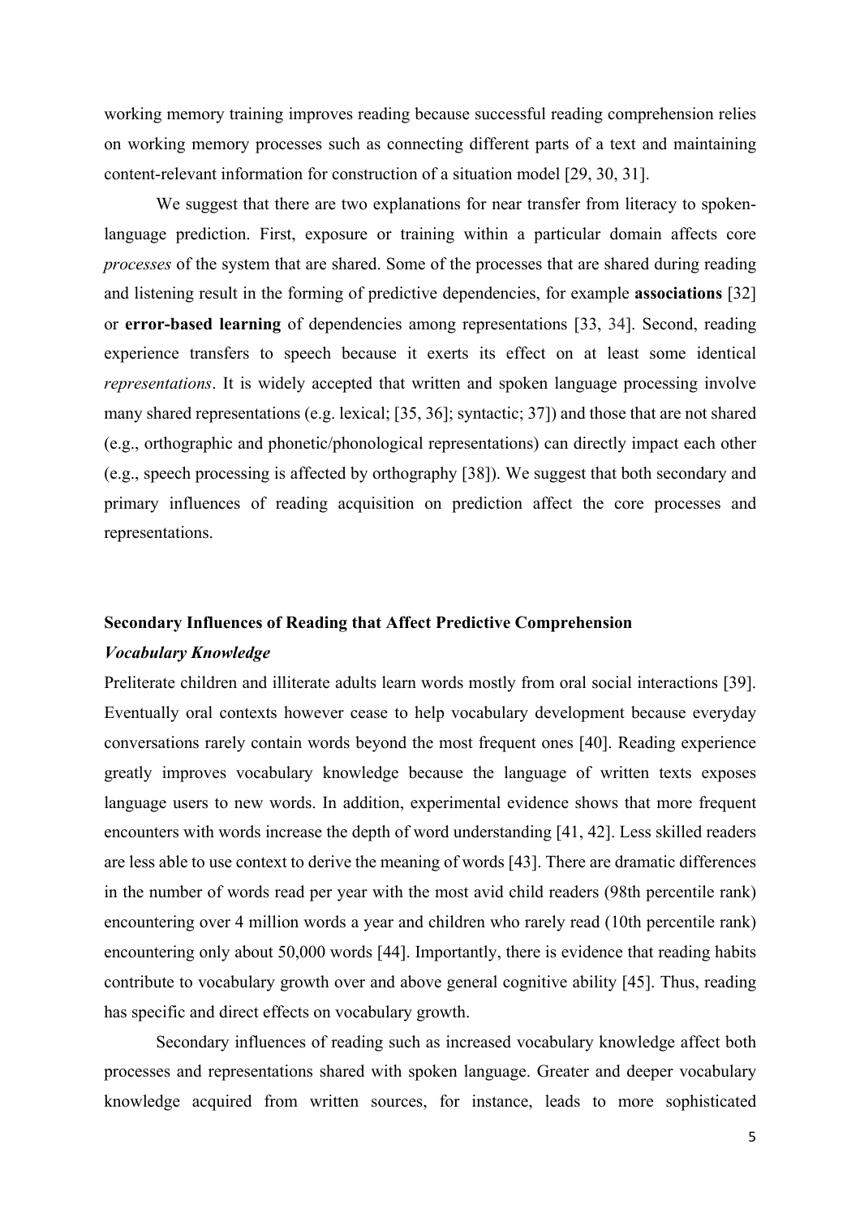working memory training improves reading because successful reading comprehension relies on working memory processes such as connecting different parts of a text and maintaining content-relevant information for construction of a situation model [29, 30, 31].

We suggest that there are two explanations for near transfer from literacy to spoken-language prediction. First, exposure or training within a particular domain affects core *processes* of the system that are shared. Some of the processes that are shared during reading and listening result in the forming of predictive dependencies, for example **associations** [32] or **error-based learning** of dependencies among representations [33, 34]. Second, reading experience transfers to speech because it exerts its effect on at least some identical *representations*. It is widely accepted that written and spoken language processing involve many shared representations (e.g. lexical; [35, 36]; syntactic; 37]) and those that are not shared (e.g., orthographic and phonetic/phonological representations) can directly impact each other (e.g., speech processing is affected by orthography [38]). We suggest that both secondary and primary influences of reading acquisition on prediction affect the core processes and representations.

## Secondary Influences of Reading that Affect Predictive Comprehension

### *Vocabulary Knowledge*

Preliterate children and illiterate adults learn words mostly from oral social interactions [39]. Eventually oral contexts however cease to help vocabulary development because everyday conversations rarely contain words beyond the most frequent ones [40]. Reading experience greatly improves vocabulary knowledge because the language of written texts exposes language users to new words. In addition, experimental evidence shows that more frequent encounters with words increase the depth of word understanding [41, 42]. Less skilled readers are less able to use context to derive the meaning of words [43]. There are dramatic differences in the number of words read per year with the most avid child readers (98th percentile rank) encountering over 4 million words a year and children who rarely read (10th percentile rank) encountering only about 50,000 words [44]. Importantly, there is evidence that reading habits contribute to vocabulary growth over and above general cognitive ability [45]. Thus, reading has specific and direct effects on vocabulary growth.

Secondary influences of reading such as increased vocabulary knowledge affect both processes and representations shared with spoken language. Greater and deeper vocabulary knowledge acquired from written sources, for instance, leads to more sophisticated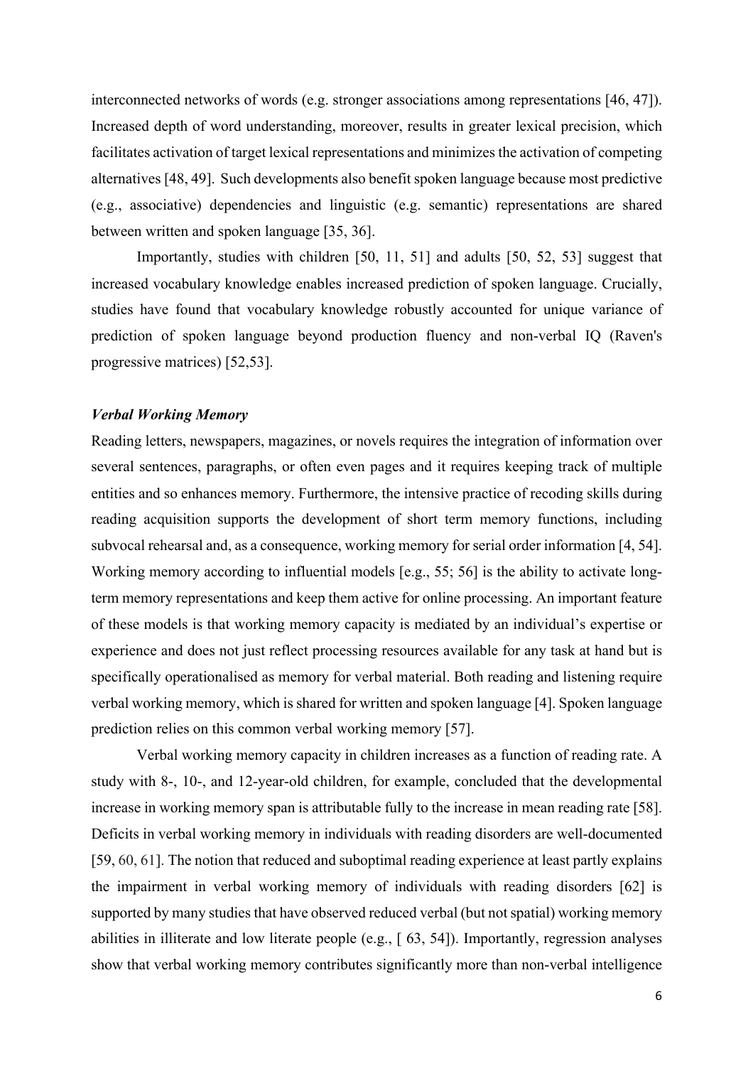interconnected networks of words (e.g. stronger associations among representations [46, 47]). Increased depth of word understanding, moreover, results in greater lexical precision, which facilitates activation of target lexical representations and minimizes the activation of competing alternatives [48, 49]. Such developments also benefit spoken language because most predictive (e.g., associative) dependencies and linguistic (e.g. semantic) representations are shared between written and spoken language [35, 36].

Importantly, studies with children [50, 11, 51] and adults [50, 52, 53] suggest that increased vocabulary knowledge enables increased prediction of spoken language. Crucially, studies have found that vocabulary knowledge robustly accounted for unique variance of prediction of spoken language beyond production fluency and non-verbal IQ (Raven's progressive matrices) [52,53].

### *Verbal Working Memory*

Reading letters, newspapers, magazines, or novels requires the integration of information over several sentences, paragraphs, or often even pages and it requires keeping track of multiple entities and so enhances memory. Furthermore, the intensive practice of recoding skills during reading acquisition supports the development of short term memory functions, including subvocal rehearsal and, as a consequence, working memory for serial order information [4, 54]. Working memory according to influential models [e.g., 55; 56] is the ability to activate long-term memory representations and keep them active for online processing. An important feature of these models is that working memory capacity is mediated by an individual's expertise or experience and does not just reflect processing resources available for any task at hand but is specifically operationalised as memory for verbal material. Both reading and listening require verbal working memory, which is shared for written and spoken language [4]. Spoken language prediction relies on this common verbal working memory [57].

Verbal working memory capacity in children increases as a function of reading rate. A study with 8-, 10-, and 12-year-old children, for example, concluded that the developmental increase in working memory span is attributable fully to the increase in mean reading rate [58]. Deficits in verbal working memory in individuals with reading disorders are well-documented [59, 60, 61]. The notion that reduced and suboptimal reading experience at least partly explains the impairment in verbal working memory of individuals with reading disorders [62] is supported by many studies that have observed reduced verbal (but not spatial) working memory abilities in illiterate and low literate people (e.g., [ 63, 54]). Importantly, regression analyses show that verbal working memory contributes significantly more than non-verbal intelligence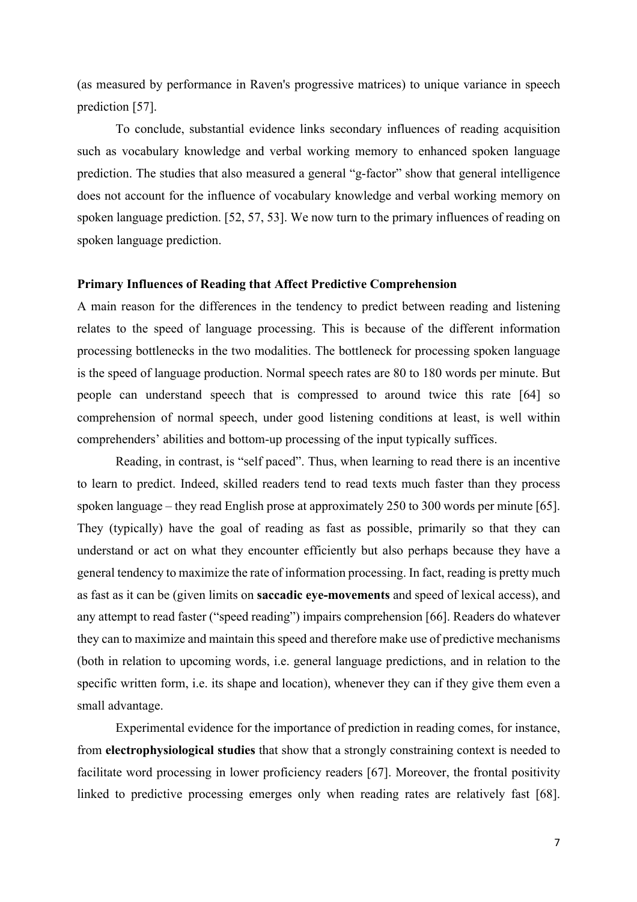(as measured by performance in Raven's progressive matrices) to unique variance in speech prediction [57].

To conclude, substantial evidence links secondary influences of reading acquisition such as vocabulary knowledge and verbal working memory to enhanced spoken language prediction. The studies that also measured a general "g-factor" show that general intelligence does not account for the influence of vocabulary knowledge and verbal working memory on spoken language prediction. [52, 57, 53]. We now turn to the primary influences of reading on spoken language prediction.

**Primary Influences of Reading that Affect Predictive Comprehension**

A main reason for the differences in the tendency to predict between reading and listening relates to the speed of language processing. This is because of the different information processing bottlenecks in the two modalities. The bottleneck for processing spoken language is the speed of language production. Normal speech rates are 80 to 180 words per minute. But people can understand speech that is compressed to around twice this rate [64] so comprehension of normal speech, under good listening conditions at least, is well within comprehenders' abilities and bottom-up processing of the input typically suffices.

Reading, in contrast, is "self paced". Thus, when learning to read there is an incentive to learn to predict. Indeed, skilled readers tend to read texts much faster than they process spoken language – they read English prose at approximately 250 to 300 words per minute [65]. They (typically) have the goal of reading as fast as possible, primarily so that they can understand or act on what they encounter efficiently but also perhaps because they have a general tendency to maximize the rate of information processing. In fact, reading is pretty much as fast as it can be (given limits on **saccadic eye-movements** and speed of lexical access), and any attempt to read faster ("speed reading") impairs comprehension [66]. Readers do whatever they can to maximize and maintain this speed and therefore make use of predictive mechanisms (both in relation to upcoming words, i.e. general language predictions, and in relation to the specific written form, i.e. its shape and location), whenever they can if they give them even a small advantage.

Experimental evidence for the importance of prediction in reading comes, for instance, from **electrophysiological studies** that show that a strongly constraining context is needed to facilitate word processing in lower proficiency readers [67]. Moreover, the frontal positivity linked to predictive processing emerges only when reading rates are relatively fast [68].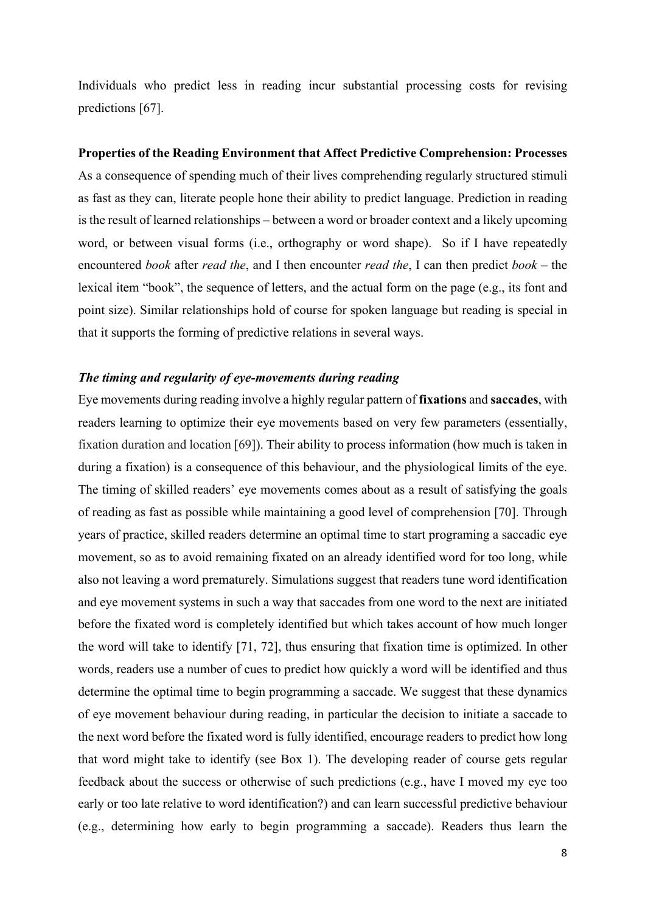Individuals who predict less in reading incur substantial processing costs for revising predictions [67].

**Properties of the Reading Environment that Affect Predictive Comprehension: Processes**

As a consequence of spending much of their lives comprehending regularly structured stimuli as fast as they can, literate people hone their ability to predict language. Prediction in reading is the result of learned relationships – between a word or broader context and a likely upcoming word, or between visual forms (i.e., orthography or word shape). So if I have repeatedly encountered *book* after *read the*, and I then encounter *read the*, I can then predict *book* – the lexical item "book", the sequence of letters, and the actual form on the page (e.g., its font and point size). Similar relationships hold of course for spoken language but reading is special in that it supports the forming of predictive relations in several ways.

***The timing and regularity of eye-movements during reading***

Eye movements during reading involve a highly regular pattern of **fixations** and **saccades**, with readers learning to optimize their eye movements based on very few parameters (essentially, fixation duration and location [69]). Their ability to process information (how much is taken in during a fixation) is a consequence of this behaviour, and the physiological limits of the eye. The timing of skilled readers' eye movements comes about as a result of satisfying the goals of reading as fast as possible while maintaining a good level of comprehension [70]. Through years of practice, skilled readers determine an optimal time to start programing a saccadic eye movement, so as to avoid remaining fixated on an already identified word for too long, while also not leaving a word prematurely. Simulations suggest that readers tune word identification and eye movement systems in such a way that saccades from one word to the next are initiated before the fixated word is completely identified but which takes account of how much longer the word will take to identify [71, 72], thus ensuring that fixation time is optimized. In other words, readers use a number of cues to predict how quickly a word will be identified and thus determine the optimal time to begin programming a saccade. We suggest that these dynamics of eye movement behaviour during reading, in particular the decision to initiate a saccade to the next word before the fixated word is fully identified, encourage readers to predict how long that word might take to identify (see Box 1). The developing reader of course gets regular feedback about the success or otherwise of such predictions (e.g., have I moved my eye too early or too late relative to word identification?) and can learn successful predictive behaviour (e.g., determining how early to begin programming a saccade). Readers thus learn the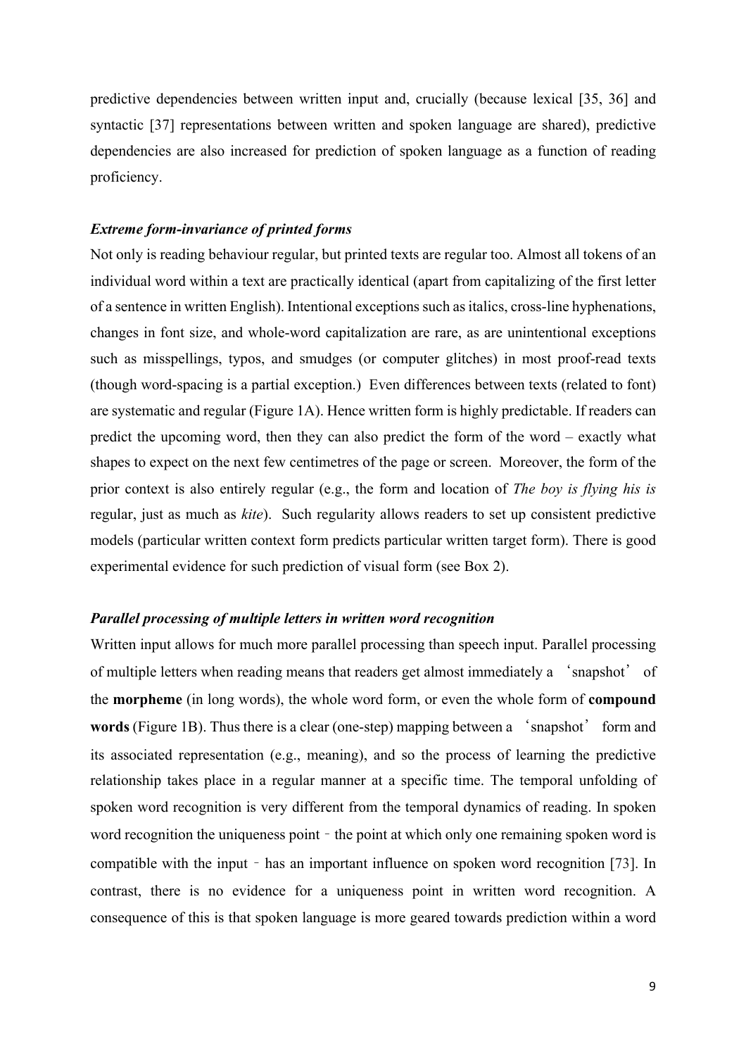predictive dependencies between written input and, crucially (because lexical [35, 36] and syntactic [37] representations between written and spoken language are shared), predictive dependencies are also increased for prediction of spoken language as a function of reading proficiency.

***Extreme form-invariance of printed forms***

Not only is reading behaviour regular, but printed texts are regular too. Almost all tokens of an individual word within a text are practically identical (apart from capitalizing of the first letter of a sentence in written English). Intentional exceptions such as italics, cross-line hyphenations, changes in font size, and whole-word capitalization are rare, as are unintentional exceptions such as misspellings, typos, and smudges (or computer glitches) in most proof-read texts (though word-spacing is a partial exception.) Even differences between texts (related to font) are systematic and regular (Figure 1A). Hence written form is highly predictable. If readers can predict the upcoming word, then they can also predict the form of the word – exactly what shapes to expect on the next few centimetres of the page or screen. Moreover, the form of the prior context is also entirely regular (e.g., the form and location of *The boy is flying his is* regular, just as much as *kite*). Such regularity allows readers to set up consistent predictive models (particular written context form predicts particular written target form). There is good experimental evidence for such prediction of visual form (see Box 2).

***Parallel processing of multiple letters in written word recognition***

Written input allows for much more parallel processing than speech input. Parallel processing of multiple letters when reading means that readers get almost immediately a 'snapshot' of the **morpheme** (in long words), the whole word form, or even the whole form of **compound words** (Figure 1B). Thus there is a clear (one-step) mapping between a 'snapshot' form and its associated representation (e.g., meaning), and so the process of learning the predictive relationship takes place in a regular manner at a specific time. The temporal unfolding of spoken word recognition is very different from the temporal dynamics of reading. In spoken word recognition the uniqueness point – the point at which only one remaining spoken word is compatible with the input – has an important influence on spoken word recognition [73]. In contrast, there is no evidence for a uniqueness point in written word recognition. A consequence of this is that spoken language is more geared towards prediction within a word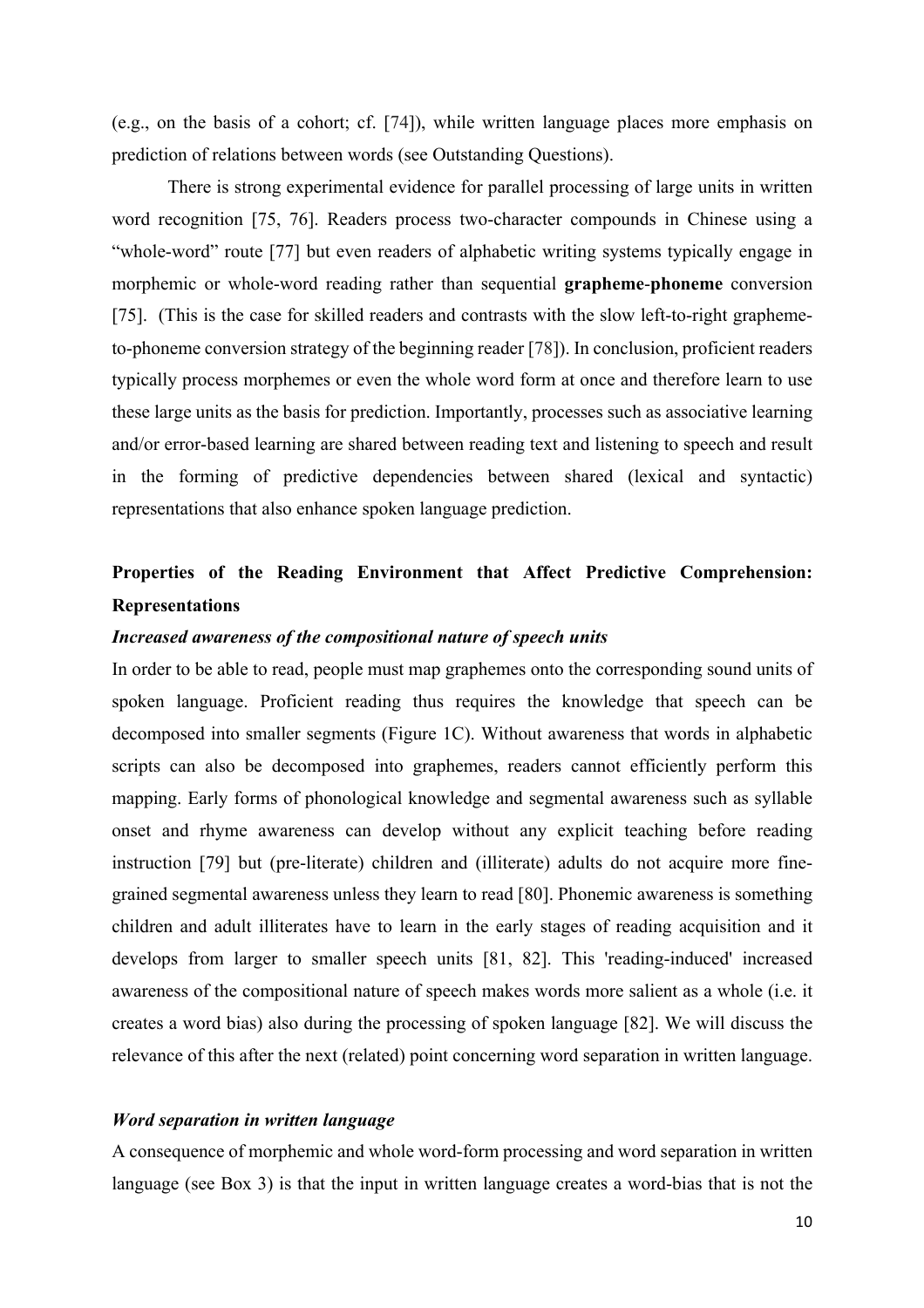(e.g., on the basis of a cohort; cf. [74]), while written language places more emphasis on prediction of relations between words (see Outstanding Questions).

There is strong experimental evidence for parallel processing of large units in written word recognition [75, 76]. Readers process two-character compounds in Chinese using a "whole-word" route [77] but even readers of alphabetic writing systems typically engage in morphemic or whole-word reading rather than sequential **grapheme**-**phoneme** conversion [75]. (This is the case for skilled readers and contrasts with the slow left-to-right grapheme-to-phoneme conversion strategy of the beginning reader [78]). In conclusion, proficient readers typically process morphemes or even the whole word form at once and therefore learn to use these large units as the basis for prediction. Importantly, processes such as associative learning and/or error-based learning are shared between reading text and listening to speech and result in the forming of predictive dependencies between shared (lexical and syntactic) representations that also enhance spoken language prediction.

## Properties of the Reading Environment that Affect Predictive Comprehension: Representations

### *Increased awareness of the compositional nature of speech units*

In order to be able to read, people must map graphemes onto the corresponding sound units of spoken language. Proficient reading thus requires the knowledge that speech can be decomposed into smaller segments (Figure 1C). Without awareness that words in alphabetic scripts can also be decomposed into graphemes, readers cannot efficiently perform this mapping. Early forms of phonological knowledge and segmental awareness such as syllable onset and rhyme awareness can develop without any explicit teaching before reading instruction [79] but (pre-literate) children and (illiterate) adults do not acquire more fine-grained segmental awareness unless they learn to read [80]. Phonemic awareness is something children and adult illiterates have to learn in the early stages of reading acquisition and it develops from larger to smaller speech units [81, 82]. This 'reading-induced' increased awareness of the compositional nature of speech makes words more salient as a whole (i.e. it creates a word bias) also during the processing of spoken language [82]. We will discuss the relevance of this after the next (related) point concerning word separation in written language.

### *Word separation in written language*

A consequence of morphemic and whole word-form processing and word separation in written language (see Box 3) is that the input in written language creates a word-bias that is not the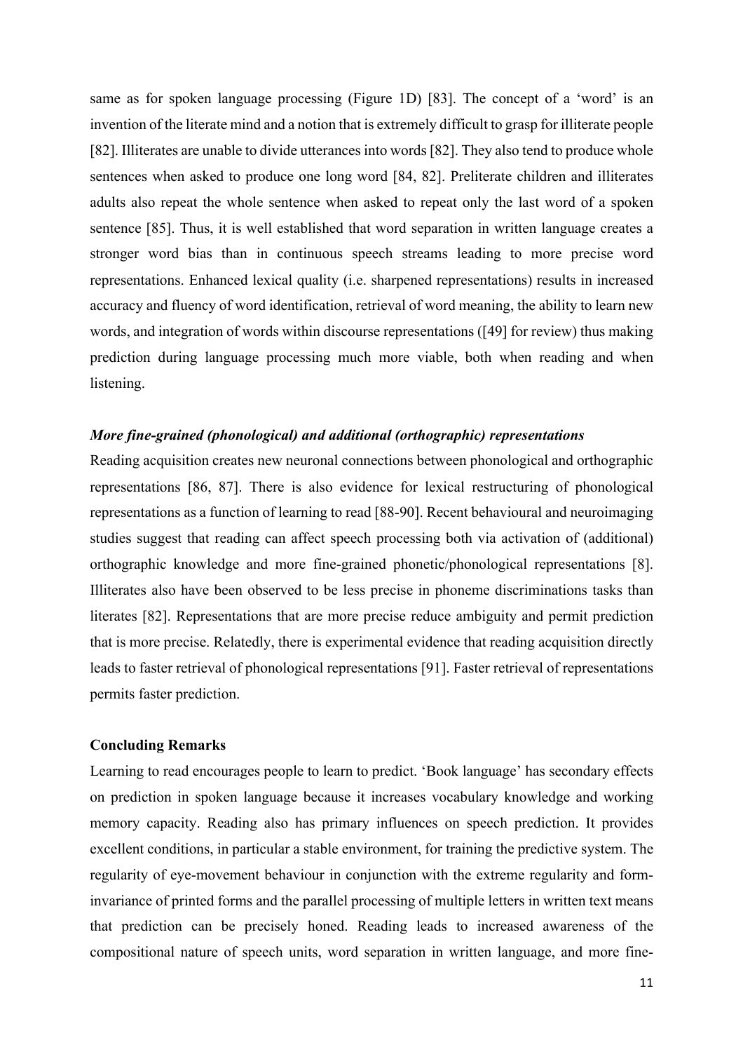same as for spoken language processing (Figure 1D) [83]. The concept of a 'word' is an invention of the literate mind and a notion that is extremely difficult to grasp for illiterate people [82]. Illiterates are unable to divide utterances into words [82]. They also tend to produce whole sentences when asked to produce one long word [84, 82]. Preliterate children and illiterates adults also repeat the whole sentence when asked to repeat only the last word of a spoken sentence [85]. Thus, it is well established that word separation in written language creates a stronger word bias than in continuous speech streams leading to more precise word representations. Enhanced lexical quality (i.e. sharpened representations) results in increased accuracy and fluency of word identification, retrieval of word meaning, the ability to learn new words, and integration of words within discourse representations ([49] for review) thus making prediction during language processing much more viable, both when reading and when listening.

***More fine-grained (phonological) and additional (orthographic) representations***

Reading acquisition creates new neuronal connections between phonological and orthographic representations [86, 87]. There is also evidence for lexical restructuring of phonological representations as a function of learning to read [88-90]. Recent behavioural and neuroimaging studies suggest that reading can affect speech processing both via activation of (additional) orthographic knowledge and more fine-grained phonetic/phonological representations [8]. Illiterates also have been observed to be less precise in phoneme discriminations tasks than literates [82]. Representations that are more precise reduce ambiguity and permit prediction that is more precise. Relatedly, there is experimental evidence that reading acquisition directly leads to faster retrieval of phonological representations [91]. Faster retrieval of representations permits faster prediction.

**Concluding Remarks**

Learning to read encourages people to learn to predict. 'Book language' has secondary effects on prediction in spoken language because it increases vocabulary knowledge and working memory capacity. Reading also has primary influences on speech prediction. It provides excellent conditions, in particular a stable environment, for training the predictive system. The regularity of eye-movement behaviour in conjunction with the extreme regularity and form-invariance of printed forms and the parallel processing of multiple letters in written text means that prediction can be precisely honed. Reading leads to increased awareness of the compositional nature of speech units, word separation in written language, and more fine-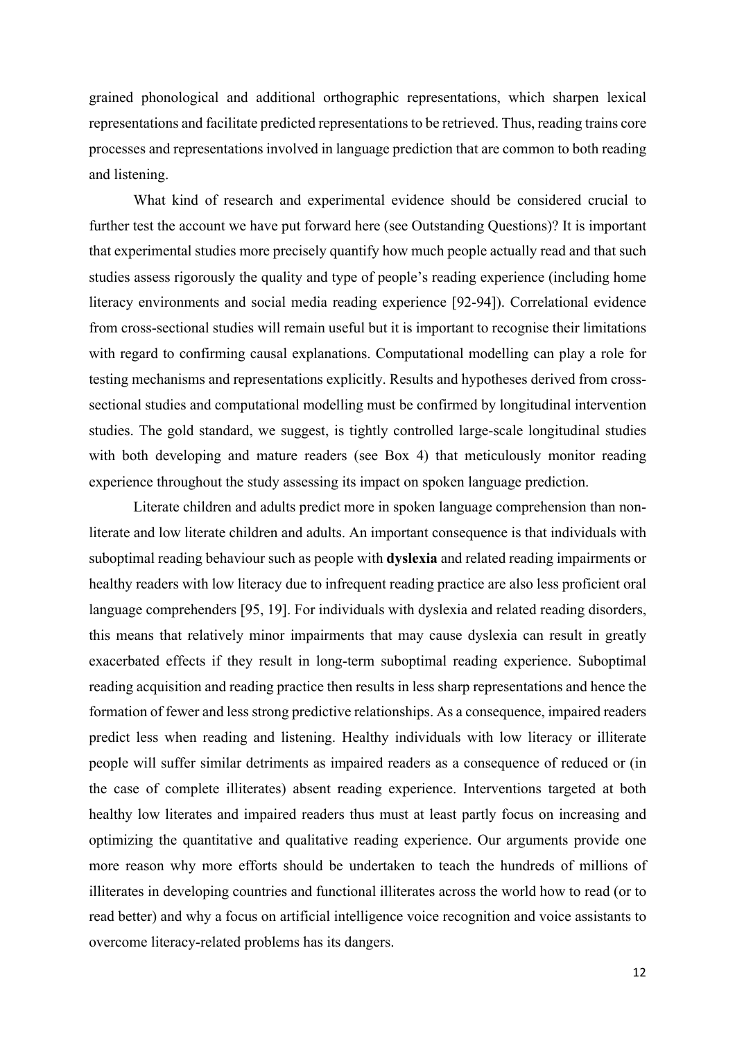grained phonological and additional orthographic representations, which sharpen lexical representations and facilitate predicted representations to be retrieved. Thus, reading trains core processes and representations involved in language prediction that are common to both reading and listening.

What kind of research and experimental evidence should be considered crucial to further test the account we have put forward here (see Outstanding Questions)? It is important that experimental studies more precisely quantify how much people actually read and that such studies assess rigorously the quality and type of people's reading experience (including home literacy environments and social media reading experience [92-94]). Correlational evidence from cross-sectional studies will remain useful but it is important to recognise their limitations with regard to confirming causal explanations. Computational modelling can play a role for testing mechanisms and representations explicitly. Results and hypotheses derived from cross-sectional studies and computational modelling must be confirmed by longitudinal intervention studies. The gold standard, we suggest, is tightly controlled large-scale longitudinal studies with both developing and mature readers (see Box 4) that meticulously monitor reading experience throughout the study assessing its impact on spoken language prediction.

Literate children and adults predict more in spoken language comprehension than non-literate and low literate children and adults. An important consequence is that individuals with suboptimal reading behaviour such as people with **dyslexia** and related reading impairments or healthy readers with low literacy due to infrequent reading practice are also less proficient oral language comprehenders [95, 19]. For individuals with dyslexia and related reading disorders, this means that relatively minor impairments that may cause dyslexia can result in greatly exacerbated effects if they result in long-term suboptimal reading experience. Suboptimal reading acquisition and reading practice then results in less sharp representations and hence the formation of fewer and less strong predictive relationships. As a consequence, impaired readers predict less when reading and listening. Healthy individuals with low literacy or illiterate people will suffer similar detriments as impaired readers as a consequence of reduced or (in the case of complete illiterates) absent reading experience. Interventions targeted at both healthy low literates and impaired readers thus must at least partly focus on increasing and optimizing the quantitative and qualitative reading experience. Our arguments provide one more reason why more efforts should be undertaken to teach the hundreds of millions of illiterates in developing countries and functional illiterates across the world how to read (or to read better) and why a focus on artificial intelligence voice recognition and voice assistants to overcome literacy-related problems has its dangers.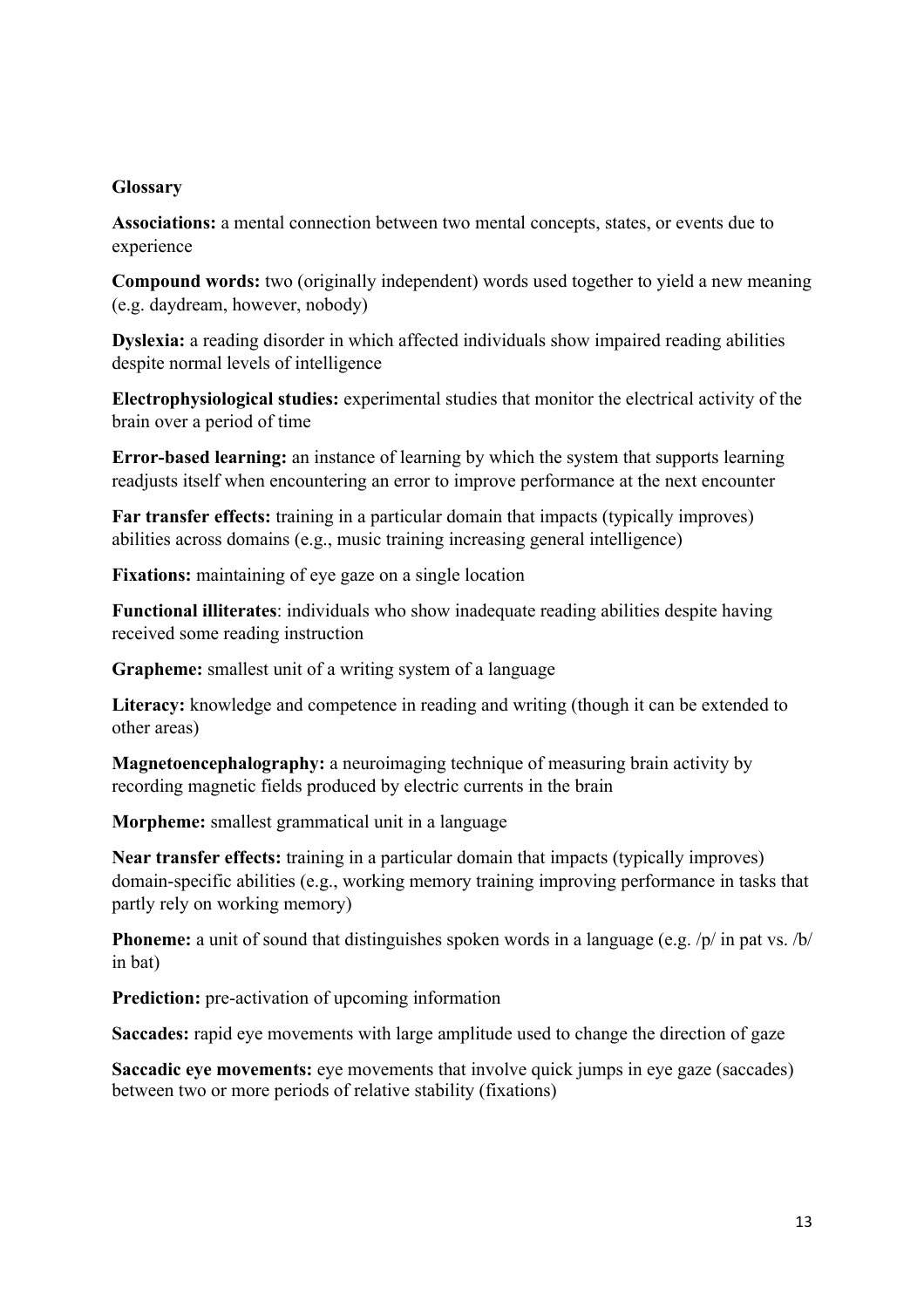**Glossary**

**Associations:** a mental connection between two mental concepts, states, or events due to experience

**Compound words:** two (originally independent) words used together to yield a new meaning (e.g. daydream, however, nobody)

**Dyslexia:** a reading disorder in which affected individuals show impaired reading abilities despite normal levels of intelligence

**Electrophysiological studies:** experimental studies that monitor the electrical activity of the brain over a period of time

**Error-based learning:** an instance of learning by which the system that supports learning readjusts itself when encountering an error to improve performance at the next encounter

**Far transfer effects:** training in a particular domain that impacts (typically improves) abilities across domains (e.g., music training increasing general intelligence)

**Fixations:** maintaining of eye gaze on a single location

**Functional illiterates**: individuals who show inadequate reading abilities despite having received some reading instruction

**Grapheme:** smallest unit of a writing system of a language

**Literacy:** knowledge and competence in reading and writing (though it can be extended to other areas)

**Magnetoencephalography:** a neuroimaging technique of measuring brain activity by recording magnetic fields produced by electric currents in the brain

**Morpheme:** smallest grammatical unit in a language

**Near transfer effects:** training in a particular domain that impacts (typically improves) domain-specific abilities (e.g., working memory training improving performance in tasks that partly rely on working memory)

**Phoneme:** a unit of sound that distinguishes spoken words in a language (e.g. /p/ in pat vs. /b/ in bat)

**Prediction:** pre-activation of upcoming information

**Saccades:** rapid eye movements with large amplitude used to change the direction of gaze

**Saccadic eye movements:** eye movements that involve quick jumps in eye gaze (saccades) between two or more periods of relative stability (fixations)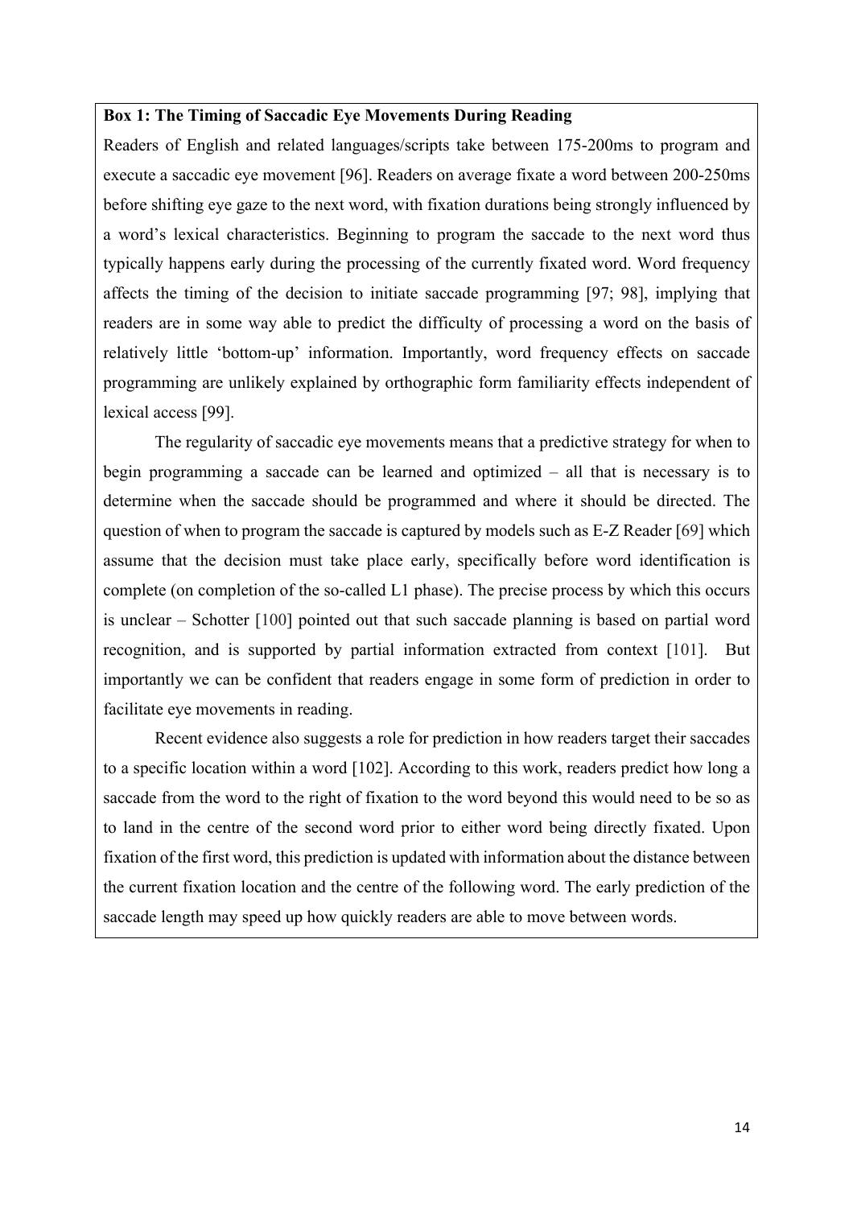**Box 1: The Timing of Saccadic Eye Movements During Reading**

Readers of English and related languages/scripts take between 175-200ms to program and execute a saccadic eye movement [96]. Readers on average fixate a word between 200-250ms before shifting eye gaze to the next word, with fixation durations being strongly influenced by a word's lexical characteristics. Beginning to program the saccade to the next word thus typically happens early during the processing of the currently fixated word. Word frequency affects the timing of the decision to initiate saccade programming [97; 98], implying that readers are in some way able to predict the difficulty of processing a word on the basis of relatively little 'bottom-up' information. Importantly, word frequency effects on saccade programming are unlikely explained by orthographic form familiarity effects independent of lexical access [99].

The regularity of saccadic eye movements means that a predictive strategy for when to begin programming a saccade can be learned and optimized – all that is necessary is to determine when the saccade should be programmed and where it should be directed. The question of when to program the saccade is captured by models such as E-Z Reader [69] which assume that the decision must take place early, specifically before word identification is complete (on completion of the so-called L1 phase). The precise process by which this occurs is unclear – Schotter [100] pointed out that such saccade planning is based on partial word recognition, and is supported by partial information extracted from context [101]. But importantly we can be confident that readers engage in some form of prediction in order to facilitate eye movements in reading.

Recent evidence also suggests a role for prediction in how readers target their saccades to a specific location within a word [102]. According to this work, readers predict how long a saccade from the word to the right of fixation to the word beyond this would need to be so as to land in the centre of the second word prior to either word being directly fixated. Upon fixation of the first word, this prediction is updated with information about the distance between the current fixation location and the centre of the following word. The early prediction of the saccade length may speed up how quickly readers are able to move between words.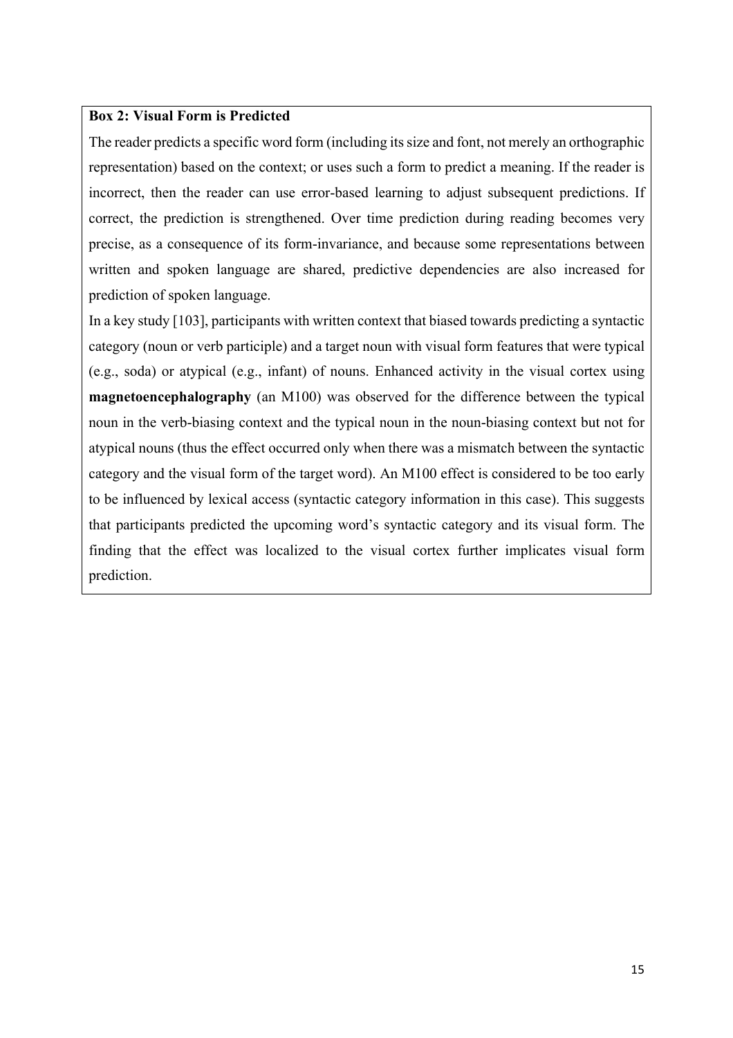**Box 2: Visual Form is Predicted**

The reader predicts a specific word form (including its size and font, not merely an orthographic representation) based on the context; or uses such a form to predict a meaning. If the reader is incorrect, then the reader can use error-based learning to adjust subsequent predictions. If correct, the prediction is strengthened. Over time prediction during reading becomes very precise, as a consequence of its form-invariance, and because some representations between written and spoken language are shared, predictive dependencies are also increased for prediction of spoken language.

In a key study [103], participants with written context that biased towards predicting a syntactic category (noun or verb participle) and a target noun with visual form features that were typical (e.g., soda) or atypical (e.g., infant) of nouns. Enhanced activity in the visual cortex using **magnetoencephalography** (an M100) was observed for the difference between the typical noun in the verb-biasing context and the typical noun in the noun-biasing context but not for atypical nouns (thus the effect occurred only when there was a mismatch between the syntactic category and the visual form of the target word). An M100 effect is considered to be too early to be influenced by lexical access (syntactic category information in this case). This suggests that participants predicted the upcoming word's syntactic category and its visual form. The finding that the effect was localized to the visual cortex further implicates visual form prediction.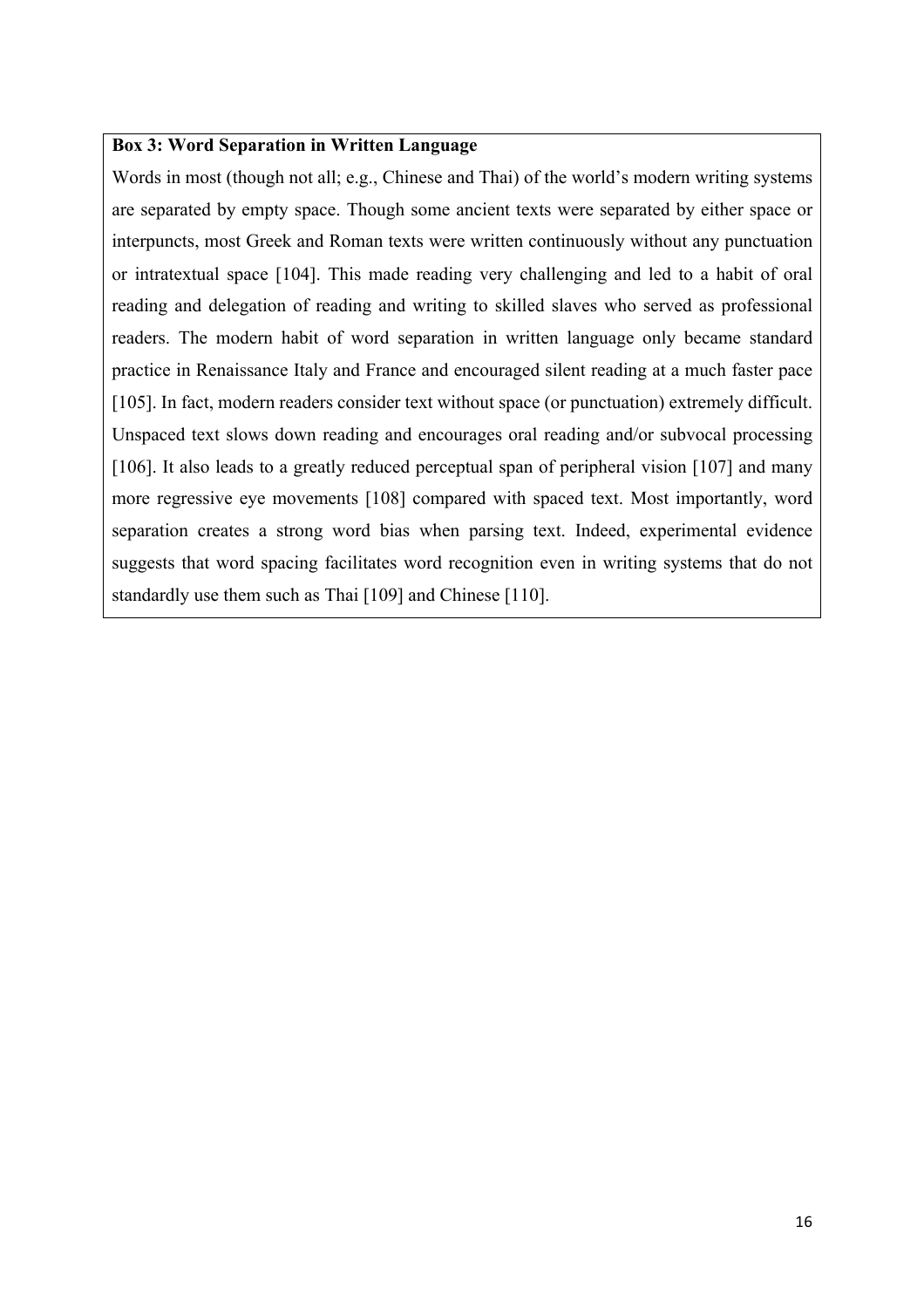**Box 3: Word Separation in Written Language**

Words in most (though not all; e.g., Chinese and Thai) of the world's modern writing systems are separated by empty space. Though some ancient texts were separated by either space or interpuncts, most Greek and Roman texts were written continuously without any punctuation or intratextual space [104]. This made reading very challenging and led to a habit of oral reading and delegation of reading and writing to skilled slaves who served as professional readers. The modern habit of word separation in written language only became standard practice in Renaissance Italy and France and encouraged silent reading at a much faster pace [105]. In fact, modern readers consider text without space (or punctuation) extremely difficult. Unspaced text slows down reading and encourages oral reading and/or subvocal processing [106]. It also leads to a greatly reduced perceptual span of peripheral vision [107] and many more regressive eye movements [108] compared with spaced text. Most importantly, word separation creates a strong word bias when parsing text. Indeed, experimental evidence suggests that word spacing facilitates word recognition even in writing systems that do not standardly use them such as Thai [109] and Chinese [110].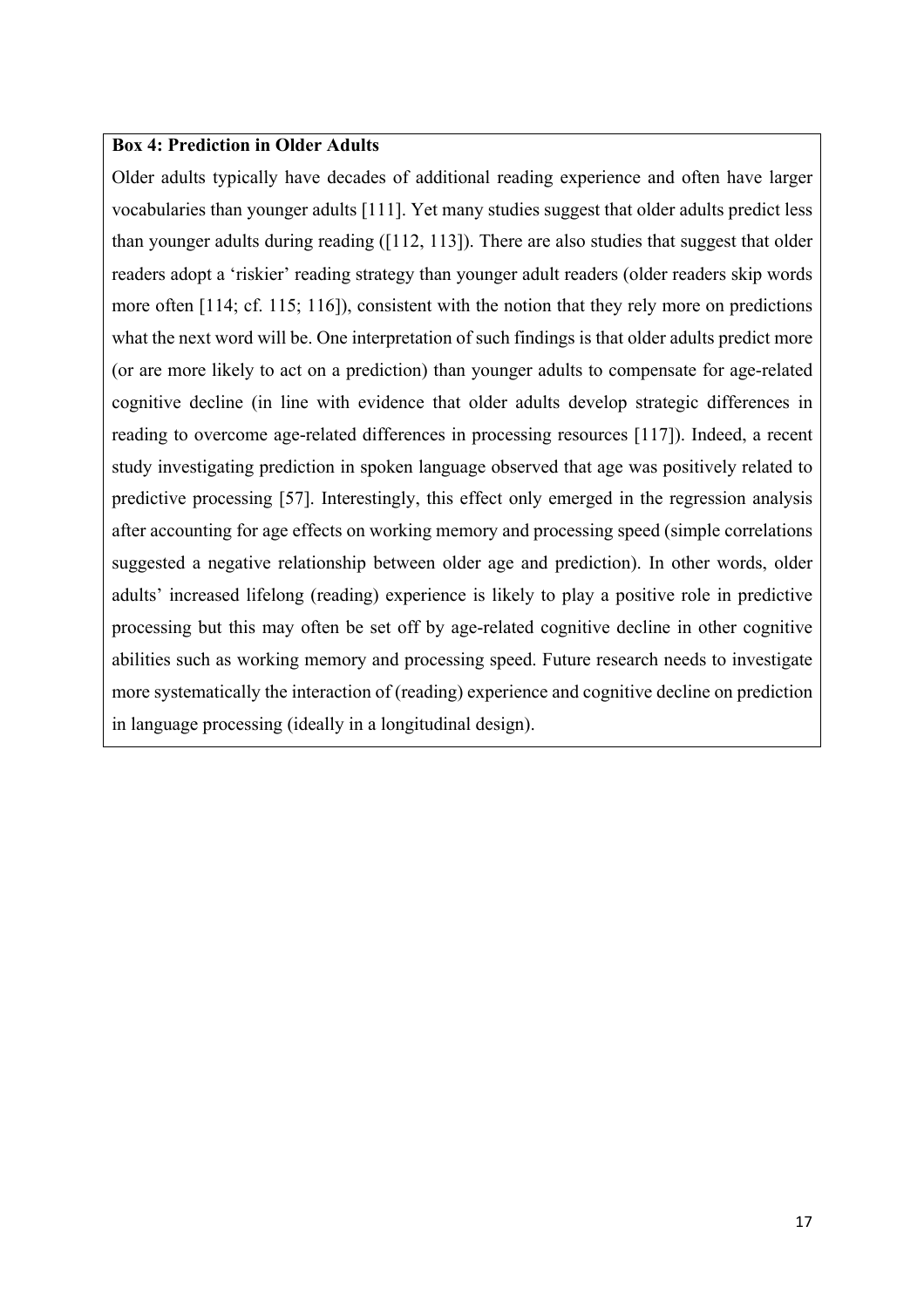**Box 4: Prediction in Older Adults**

Older adults typically have decades of additional reading experience and often have larger vocabularies than younger adults [111]. Yet many studies suggest that older adults predict less than younger adults during reading ([112, 113]). There are also studies that suggest that older readers adopt a 'riskier' reading strategy than younger adult readers (older readers skip words more often [114; cf. 115; 116]), consistent with the notion that they rely more on predictions what the next word will be. One interpretation of such findings is that older adults predict more (or are more likely to act on a prediction) than younger adults to compensate for age-related cognitive decline (in line with evidence that older adults develop strategic differences in reading to overcome age-related differences in processing resources [117]). Indeed, a recent study investigating prediction in spoken language observed that age was positively related to predictive processing [57]. Interestingly, this effect only emerged in the regression analysis after accounting for age effects on working memory and processing speed (simple correlations suggested a negative relationship between older age and prediction). In other words, older adults' increased lifelong (reading) experience is likely to play a positive role in predictive processing but this may often be set off by age-related cognitive decline in other cognitive abilities such as working memory and processing speed. Future research needs to investigate more systematically the interaction of (reading) experience and cognitive decline on prediction in language processing (ideally in a longitudinal design).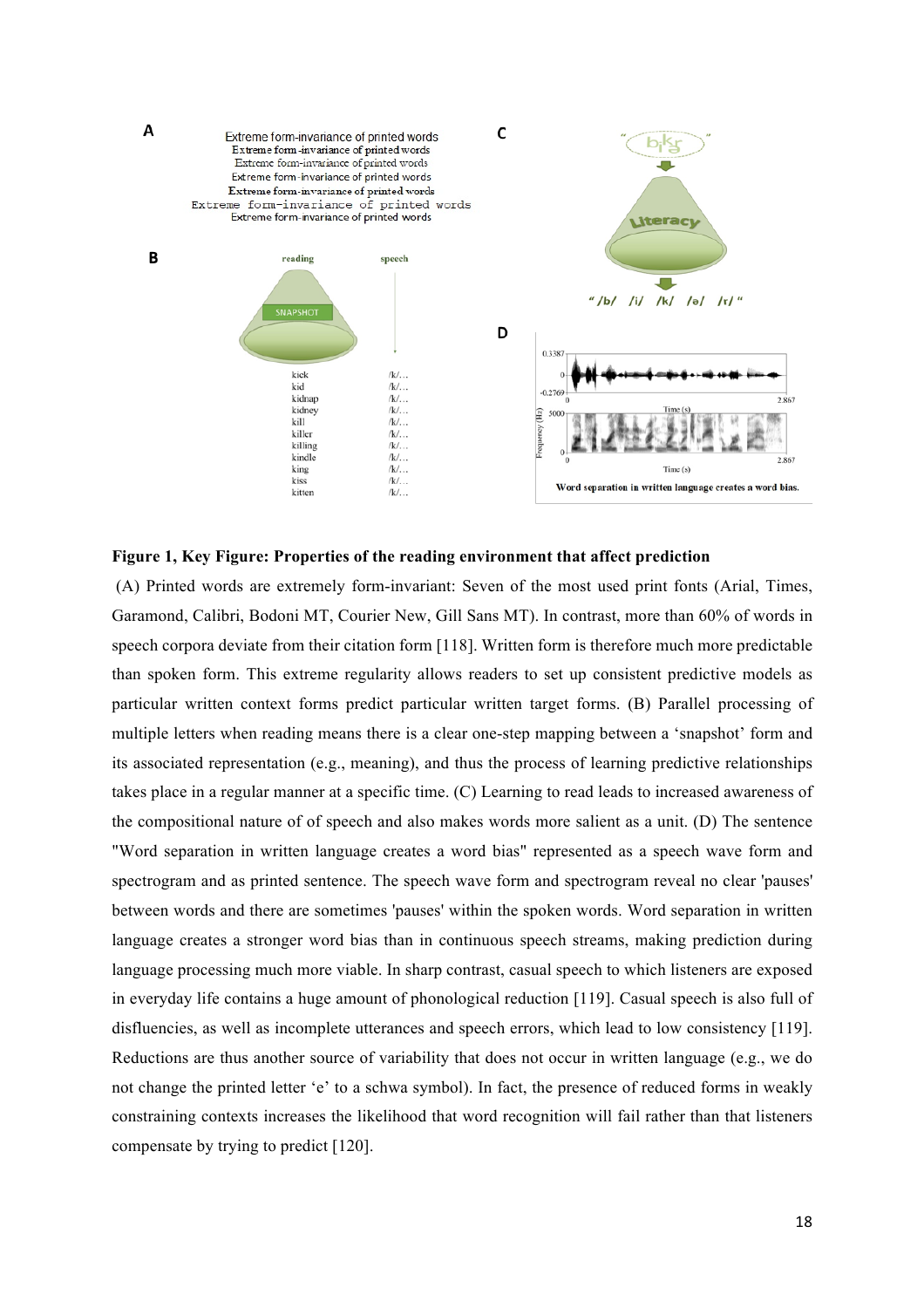**Figure 1, Key Figure: Properties of the reading environment that affect prediction**

(A) Printed words are extremely form-invariant: Seven of the most used print fonts (Arial, Times, Garamond, Calibri, Bodoni MT, Courier New, Gill Sans MT). In contrast, more than 60% of words in speech corpora deviate from their citation form [118]. Written form is therefore much more predictable than spoken form. This extreme regularity allows readers to set up consistent predictive models as particular written context forms predict particular written target forms. (B) Parallel processing of multiple letters when reading means there is a clear one-step mapping between a 'snapshot' form and its associated representation (e.g., meaning), and thus the process of learning predictive relationships takes place in a regular manner at a specific time. (C) Learning to read leads to increased awareness of the compositional nature of of speech and also makes words more salient as a unit. (D) The sentence "Word separation in written language creates a word bias" represented as a speech wave form and spectrogram and as printed sentence. The speech wave form and spectrogram reveal no clear 'pauses' between words and there are sometimes 'pauses' within the spoken words. Word separation in written language creates a stronger word bias than in continuous speech streams, making prediction during language processing much more viable. In sharp contrast, casual speech to which listeners are exposed in everyday life contains a huge amount of phonological reduction [119]. Casual speech is also full of disfluencies, as well as incomplete utterances and speech errors, which lead to low consistency [119]. Reductions are thus another source of variability that does not occur in written language (e.g., we do not change the printed letter 'e' to a schwa symbol). In fact, the presence of reduced forms in weakly constraining contexts increases the likelihood that word recognition will fail rather than that listeners compensate by trying to predict [120].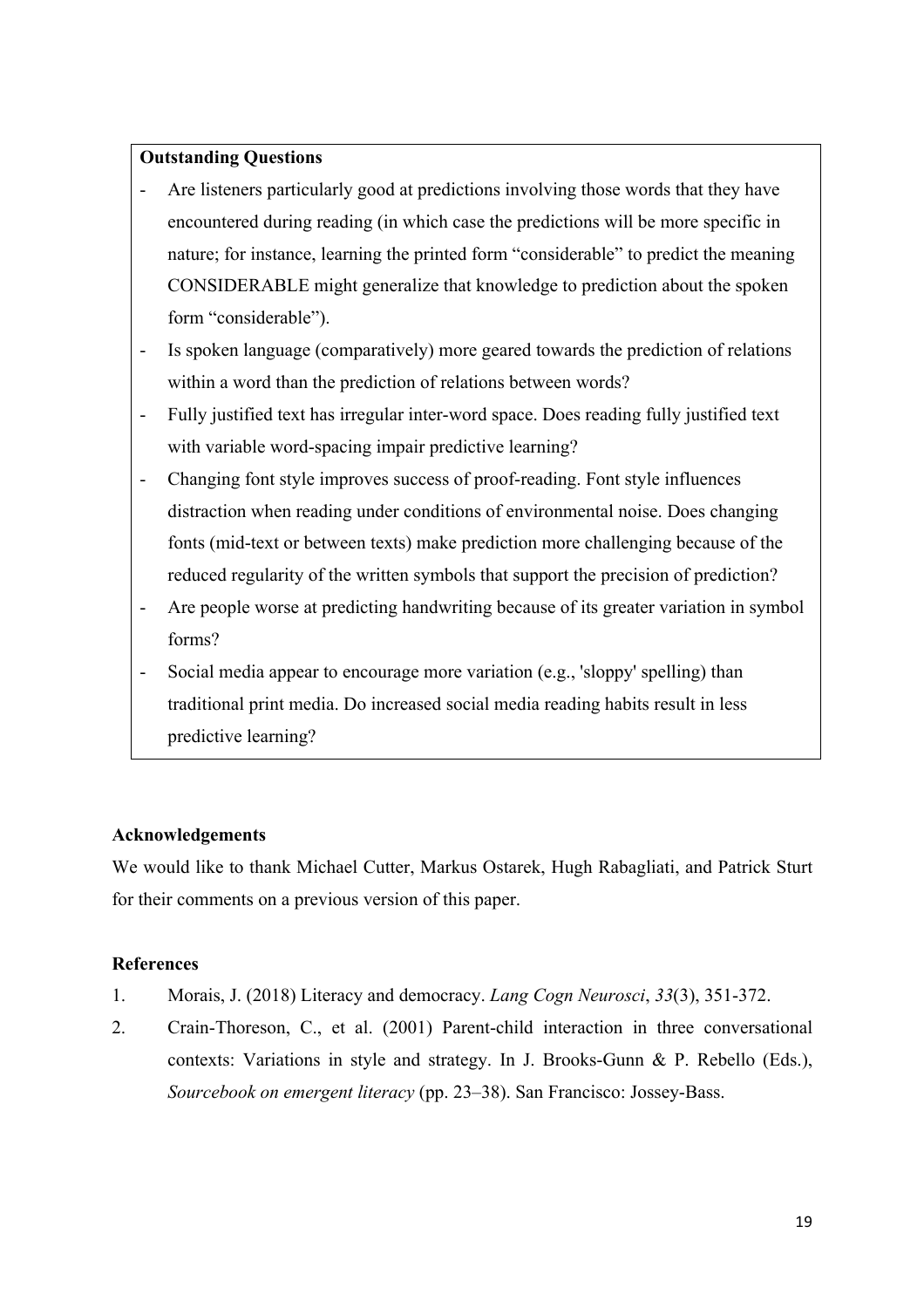**Outstanding Questions**

- Are listeners particularly good at predictions involving those words that they have encountered during reading (in which case the predictions will be more specific in nature; for instance, learning the printed form "considerable" to predict the meaning CONSIDERABLE might generalize that knowledge to prediction about the spoken form "considerable").
- Is spoken language (comparatively) more geared towards the prediction of relations within a word than the prediction of relations between words?
- Fully justified text has irregular inter-word space. Does reading fully justified text with variable word-spacing impair predictive learning?
- Changing font style improves success of proof-reading. Font style influences distraction when reading under conditions of environmental noise. Does changing fonts (mid-text or between texts) make prediction more challenging because of the reduced regularity of the written symbols that support the precision of prediction?
- Are people worse at predicting handwriting because of its greater variation in symbol forms?
- Social media appear to encourage more variation (e.g., 'sloppy' spelling) than traditional print media. Do increased social media reading habits result in less predictive learning?

**Acknowledgements**

We would like to thank Michael Cutter, Markus Ostarek, Hugh Rabagliati, and Patrick Sturt for their comments on a previous version of this paper.

**References**

1. Morais, J. (2018) Literacy and democracy. *Lang Cogn Neurosci*, *33*(3), 351-372.
2. Crain-Thoreson, C., et al. (2001) Parent-child interaction in three conversational contexts: Variations in style and strategy. In J. Brooks-Gunn & P. Rebello (Eds.), *Sourcebook on emergent literacy* (pp. 23–38). San Francisco: Jossey-Bass.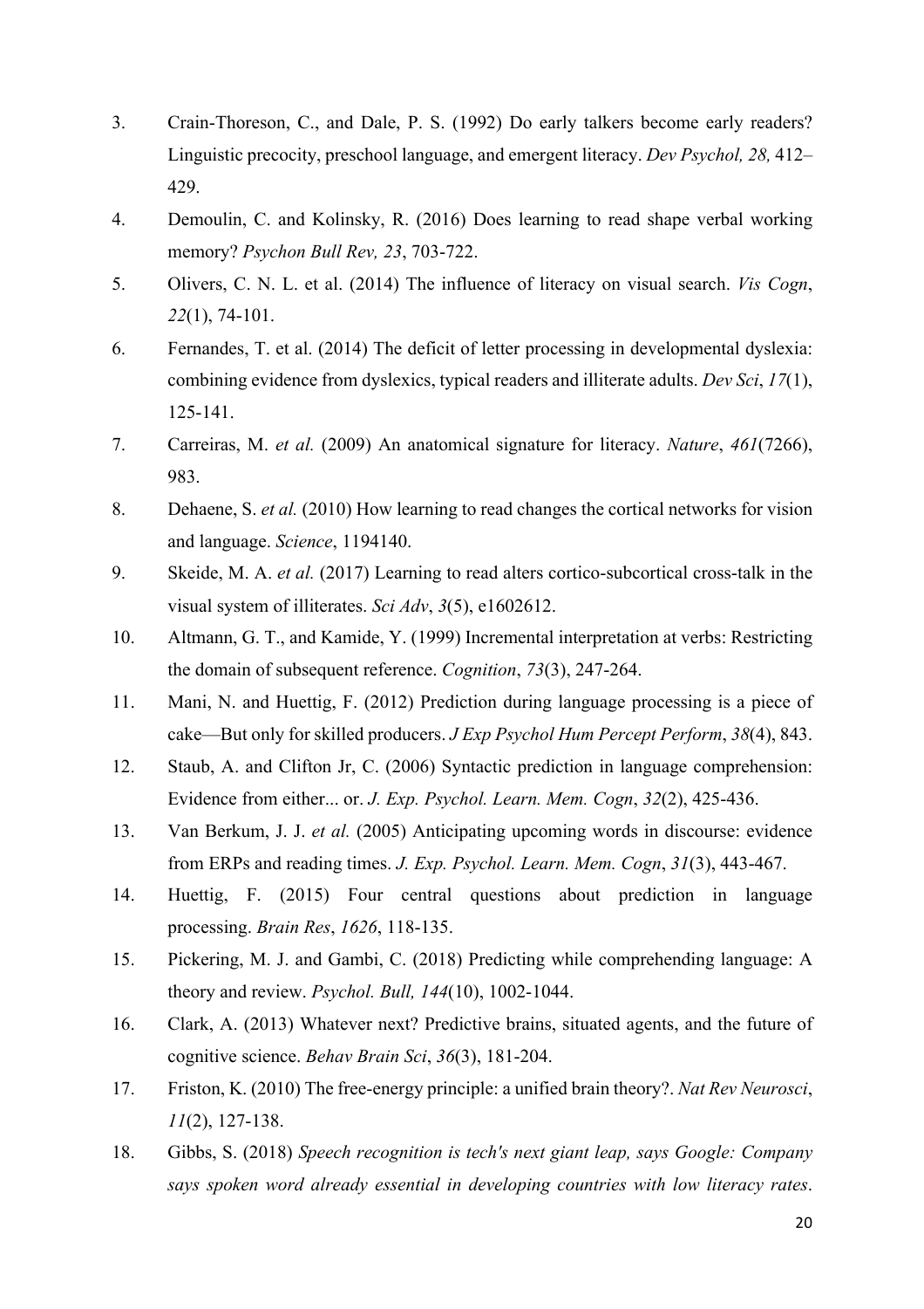3. Crain-Thoreson, C., and Dale, P. S. (1992) Do early talkers become early readers? Linguistic precocity, preschool language, and emergent literacy. *Dev Psychol, 28,* 412–429.
4. Demoulin, C. and Kolinsky, R. (2016) Does learning to read shape verbal working memory? *Psychon Bull Rev, 23*, 703-722.
5. Olivers, C. N. L. et al. (2014) The influence of literacy on visual search. *Vis Cogn*, *22*(1), 74-101.
6. Fernandes, T. et al. (2014) The deficit of letter processing in developmental dyslexia: combining evidence from dyslexics, typical readers and illiterate adults. *Dev Sci*, *17*(1), 125-141.
7. Carreiras, M. *et al.* (2009) An anatomical signature for literacy. *Nature*, *461*(7266), 983.
8. Dehaene, S. *et al.* (2010) How learning to read changes the cortical networks for vision and language. *Science*, 1194140.
9. Skeide, M. A. *et al.* (2017) Learning to read alters cortico-subcortical cross-talk in the visual system of illiterates. *Sci Adv*, *3*(5), e1602612.
10. Altmann, G. T., and Kamide, Y. (1999) Incremental interpretation at verbs: Restricting the domain of subsequent reference. *Cognition*, *73*(3), 247-264.
11. Mani, N. and Huettig, F. (2012) Prediction during language processing is a piece of cake—But only for skilled producers. *J Exp Psychol Hum Percept Perform*, *38*(4), 843.
12. Staub, A. and Clifton Jr, C. (2006) Syntactic prediction in language comprehension: Evidence from either... or. *J. Exp. Psychol. Learn. Mem. Cogn*, *32*(2), 425-436.
13. Van Berkum, J. J. *et al.* (2005) Anticipating upcoming words in discourse: evidence from ERPs and reading times. *J. Exp. Psychol. Learn. Mem. Cogn*, *31*(3), 443-467.
14. Huettig, F. (2015) Four central questions about prediction in language processing. *Brain Res*, *1626*, 118-135.
15. Pickering, M. J. and Gambi, C. (2018) Predicting while comprehending language: A theory and review. *Psychol. Bull, 144*(10), 1002-1044.
16. Clark, A. (2013) Whatever next? Predictive brains, situated agents, and the future of cognitive science. *Behav Brain Sci*, *36*(3), 181-204.
17. Friston, K. (2010) The free-energy principle: a unified brain theory?. *Nat Rev Neurosci*, *11*(2), 127-138.
18. Gibbs, S. (2018) *Speech recognition is tech's next giant leap, says Google: Company says spoken word already essential in developing countries with low literacy rates*.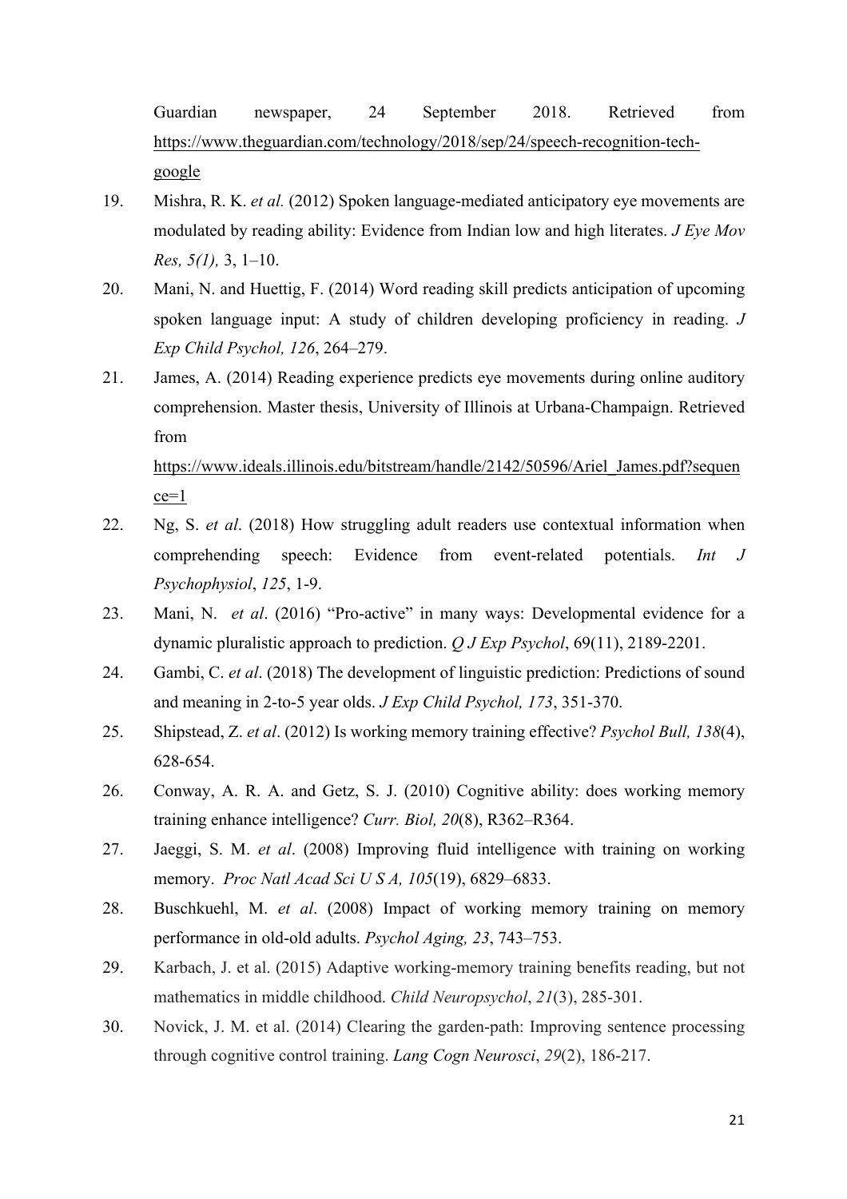Guardian newspaper, 24 September 2018. Retrieved from https://www.theguardian.com/technology/2018/sep/24/speech-recognition-tech-google

19. Mishra, R. K. *et al.* (2012) Spoken language-mediated anticipatory eye movements are modulated by reading ability: Evidence from Indian low and high literates. *J Eye Mov Res, 5(1),* 3, 1–10.
20. Mani, N. and Huettig, F. (2014) Word reading skill predicts anticipation of upcoming spoken language input: A study of children developing proficiency in reading. *J Exp Child Psychol, 126*, 264–279.
21. James, A. (2014) Reading experience predicts eye movements during online auditory comprehension. Master thesis, University of Illinois at Urbana-Champaign. Retrieved from https://www.ideals.illinois.edu/bitstream/handle/2142/50596/Ariel_James.pdf?sequence=1
22. Ng, S. *et al*. (2018) How struggling adult readers use contextual information when comprehending speech: Evidence from event-related potentials. *Int J Psychophysiol*, *125*, 1-9.
23. Mani, N. *et al*. (2016) "Pro-active" in many ways: Developmental evidence for a dynamic pluralistic approach to prediction. *Q J Exp Psychol*, 69(11), 2189-2201.
24. Gambi, C. *et al*. (2018) The development of linguistic prediction: Predictions of sound and meaning in 2-to-5 year olds. *J Exp Child Psychol, 173*, 351-370.
25. Shipstead, Z. *et al*. (2012) Is working memory training effective? *Psychol Bull, 138*(4), 628-654.
26. Conway, A. R. A. and Getz, S. J. (2010) Cognitive ability: does working memory training enhance intelligence? *Curr. Biol, 20*(8), R362–R364.
27. Jaeggi, S. M. *et al*. (2008) Improving fluid intelligence with training on working memory. *Proc Natl Acad Sci U S A, 105*(19), 6829–6833.
28. Buschkuehl, M. *et al*. (2008) Impact of working memory training on memory performance in old-old adults. *Psychol Aging, 23*, 743–753.
29. Karbach, J. et al. (2015) Adaptive working-memory training benefits reading, but not mathematics in middle childhood. *Child Neuropsychol*, *21*(3), 285-301.
30. Novick, J. M. et al. (2014) Clearing the garden-path: Improving sentence processing through cognitive control training. *Lang Cogn Neurosci*, *29*(2), 186-217.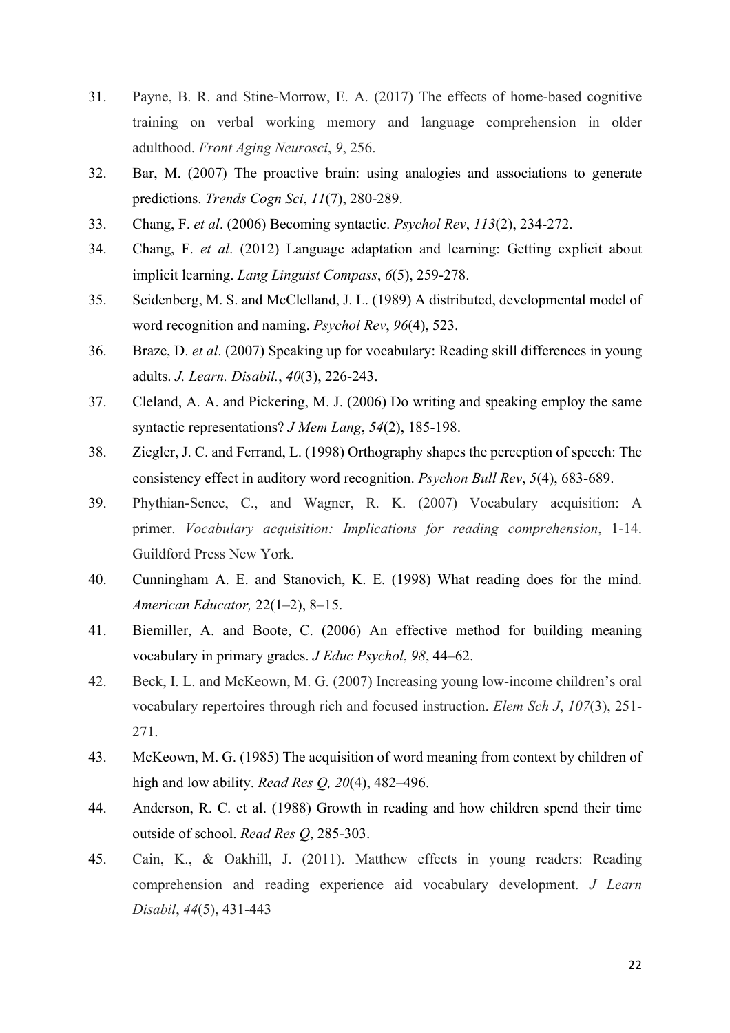31. Payne, B. R. and Stine-Morrow, E. A. (2017) The effects of home-based cognitive training on verbal working memory and language comprehension in older adulthood. *Front Aging Neurosci*, *9*, 256.
32. Bar, M. (2007) The proactive brain: using analogies and associations to generate predictions. *Trends Cogn Sci*, *11*(7), 280-289.
33. Chang, F. *et al*. (2006) Becoming syntactic. *Psychol Rev*, *113*(2), 234-272.
34. Chang, F. *et al*. (2012) Language adaptation and learning: Getting explicit about implicit learning. *Lang Linguist Compass*, *6*(5), 259-278.
35. Seidenberg, M. S. and McClelland, J. L. (1989) A distributed, developmental model of word recognition and naming. *Psychol Rev*, *96*(4), 523.
36. Braze, D. *et al*. (2007) Speaking up for vocabulary: Reading skill differences in young adults. *J. Learn. Disabil.*, *40*(3), 226-243.
37. Cleland, A. A. and Pickering, M. J. (2006) Do writing and speaking employ the same syntactic representations? *J Mem Lang*, *54*(2), 185-198.
38. Ziegler, J. C. and Ferrand, L. (1998) Orthography shapes the perception of speech: The consistency effect in auditory word recognition. *Psychon Bull Rev*, *5*(4), 683-689.
39. Phythian-Sence, C., and Wagner, R. K. (2007) Vocabulary acquisition: A primer. *Vocabulary acquisition: Implications for reading comprehension*, 1-14. Guildford Press New York.
40. Cunningham A. E. and Stanovich, K. E. (1998) What reading does for the mind. *American Educator,* 22(1–2), 8–15.
41. Biemiller, A. and Boote, C. (2006) An effective method for building meaning vocabulary in primary grades. *J Educ Psychol*, *98*, 44–62.
42. Beck, I. L. and McKeown, M. G. (2007) Increasing young low-income children's oral vocabulary repertoires through rich and focused instruction. *Elem Sch J*, *107*(3), 251-271.
43. McKeown, M. G. (1985) The acquisition of word meaning from context by children of high and low ability. *Read Res Q, 20*(4), 482–496.
44. Anderson, R. C. et al. (1988) Growth in reading and how children spend their time outside of school. *Read Res Q*, 285-303.
45. Cain, K., & Oakhill, J. (2011). Matthew effects in young readers: Reading comprehension and reading experience aid vocabulary development. *J Learn Disabil*, *44*(5), 431-443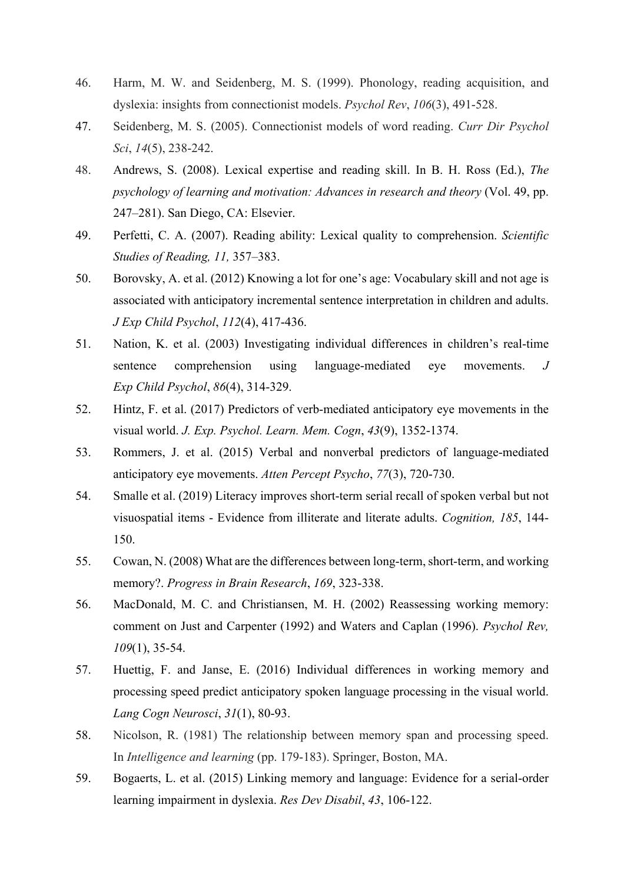46. Harm, M. W. and Seidenberg, M. S. (1999). Phonology, reading acquisition, and dyslexia: insights from connectionist models. *Psychol Rev*, *106*(3), 491-528.
47. Seidenberg, M. S. (2005). Connectionist models of word reading. *Curr Dir Psychol Sci*, *14*(5), 238-242.
48. Andrews, S. (2008). Lexical expertise and reading skill. In B. H. Ross (Ed.), *The psychology of learning and motivation: Advances in research and theory* (Vol. 49, pp. 247–281). San Diego, CA: Elsevier.
49. Perfetti, C. A. (2007). Reading ability: Lexical quality to comprehension. *Scientific Studies of Reading, 11,* 357–383.
50. Borovsky, A. et al. (2012) Knowing a lot for one's age: Vocabulary skill and not age is associated with anticipatory incremental sentence interpretation in children and adults. *J Exp Child Psychol*, *112*(4), 417-436.
51. Nation, K. et al. (2003) Investigating individual differences in children's real-time sentence comprehension using language-mediated eye movements. *J Exp Child Psychol*, *86*(4), 314-329.
52. Hintz, F. et al. (2017) Predictors of verb-mediated anticipatory eye movements in the visual world. *J. Exp. Psychol. Learn. Mem. Cogn*, *43*(9), 1352-1374.
53. Rommers, J. et al. (2015) Verbal and nonverbal predictors of language-mediated anticipatory eye movements. *Atten Percept Psycho*, *77*(3), 720-730.
54. Smalle et al. (2019) Literacy improves short-term serial recall of spoken verbal but not visuospatial items - Evidence from illiterate and literate adults. *Cognition, 185*, 144-150.
55. Cowan, N. (2008) What are the differences between long-term, short-term, and working memory?. *Progress in Brain Research*, *169*, 323-338.
56. MacDonald, M. C. and Christiansen, M. H. (2002) Reassessing working memory: comment on Just and Carpenter (1992) and Waters and Caplan (1996). *Psychol Rev, 109*(1), 35-54.
57. Huettig, F. and Janse, E. (2016) Individual differences in working memory and processing speed predict anticipatory spoken language processing in the visual world. *Lang Cogn Neurosci*, *31*(1), 80-93.
58. Nicolson, R. (1981) The relationship between memory span and processing speed. In *Intelligence and learning* (pp. 179-183). Springer, Boston, MA.
59. Bogaerts, L. et al. (2015) Linking memory and language: Evidence for a serial-order learning impairment in dyslexia. *Res Dev Disabil*, *43*, 106-122.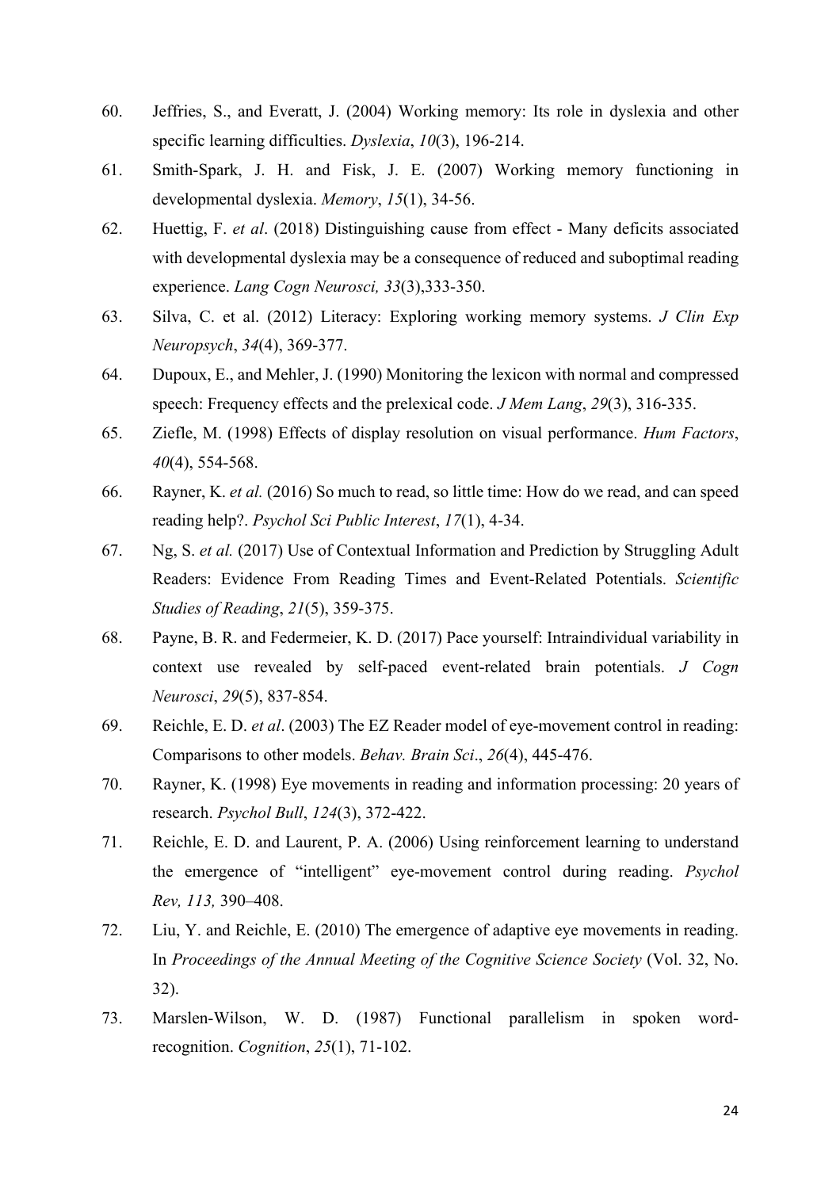60. Jeffries, S., and Everatt, J. (2004) Working memory: Its role in dyslexia and other specific learning difficulties. *Dyslexia*, *10*(3), 196-214.
61. Smith-Spark, J. H. and Fisk, J. E. (2007) Working memory functioning in developmental dyslexia. *Memory*, *15*(1), 34-56.
62. Huettig, F. *et al*. (2018) Distinguishing cause from effect - Many deficits associated with developmental dyslexia may be a consequence of reduced and suboptimal reading experience. *Lang Cogn Neurosci, 33*(3),333-350.
63. Silva, C. et al. (2012) Literacy: Exploring working memory systems. *J Clin Exp Neuropsych*, *34*(4), 369-377.
64. Dupoux, E., and Mehler, J. (1990) Monitoring the lexicon with normal and compressed speech: Frequency effects and the prelexical code. *J Mem Lang*, *29*(3), 316-335.
65. Ziefle, M. (1998) Effects of display resolution on visual performance. *Hum Factors*, *40*(4), 554-568.
66. Rayner, K. *et al.* (2016) So much to read, so little time: How do we read, and can speed reading help?. *Psychol Sci Public Interest*, *17*(1), 4-34.
67. Ng, S. *et al.* (2017) Use of Contextual Information and Prediction by Struggling Adult Readers: Evidence From Reading Times and Event-Related Potentials. *Scientific Studies of Reading*, *21*(5), 359-375.
68. Payne, B. R. and Federmeier, K. D. (2017) Pace yourself: Intraindividual variability in context use revealed by self-paced event-related brain potentials. *J Cogn Neurosci*, *29*(5), 837-854.
69. Reichle, E. D. *et al*. (2003) The EZ Reader model of eye-movement control in reading: Comparisons to other models. *Behav. Brain Sci*., *26*(4), 445-476.
70. Rayner, K. (1998) Eye movements in reading and information processing: 20 years of research. *Psychol Bull*, *124*(3), 372-422.
71. Reichle, E. D. and Laurent, P. A. (2006) Using reinforcement learning to understand the emergence of "intelligent" eye-movement control during reading. *Psychol Rev, 113,* 390–408.
72. Liu, Y. and Reichle, E. (2010) The emergence of adaptive eye movements in reading. In *Proceedings of the Annual Meeting of the Cognitive Science Society* (Vol. 32, No. 32).
73. Marslen-Wilson, W. D. (1987) Functional parallelism in spoken word-recognition. *Cognition*, *25*(1), 71-102.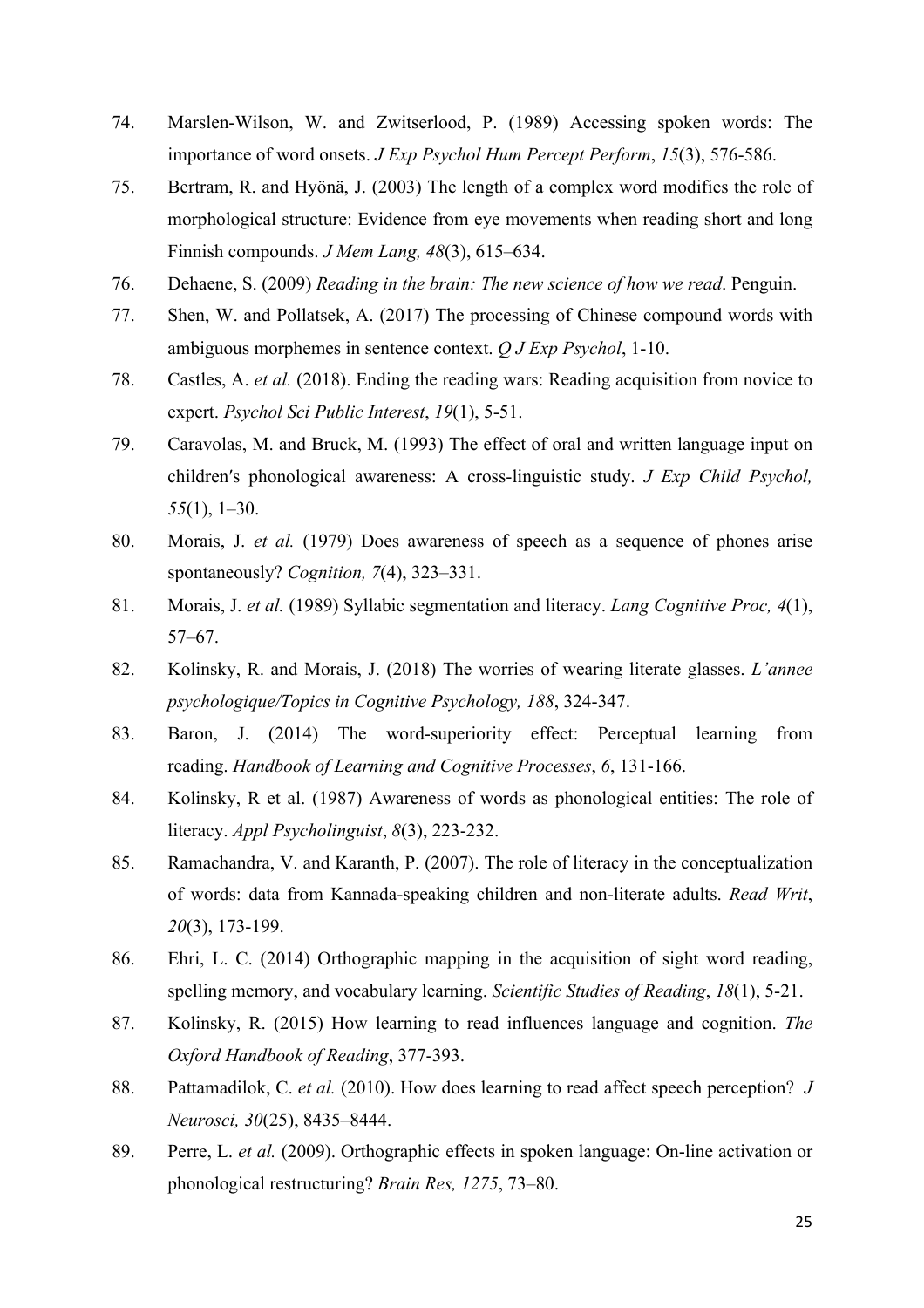74. Marslen-Wilson, W. and Zwitserlood, P. (1989) Accessing spoken words: The importance of word onsets. *J Exp Psychol Hum Percept Perform*, *15*(3), 576-586.
75. Bertram, R. and Hyönä, J. (2003) The length of a complex word modifies the role of morphological structure: Evidence from eye movements when reading short and long Finnish compounds. *J Mem Lang, 48*(3), 615–634.
76. Dehaene, S. (2009) *Reading in the brain: The new science of how we read*. Penguin.
77. Shen, W. and Pollatsek, A. (2017) The processing of Chinese compound words with ambiguous morphemes in sentence context. *Q J Exp Psychol*, 1-10.
78. Castles, A. *et al.* (2018). Ending the reading wars: Reading acquisition from novice to expert. *Psychol Sci Public Interest*, *19*(1), 5-51.
79. Caravolas, M. and Bruck, M. (1993) The effect of oral and written language input on children′s phonological awareness: A cross-linguistic study. *J Exp Child Psychol, 55*(1), 1–30.
80. Morais, J. *et al.* (1979) Does awareness of speech as a sequence of phones arise spontaneously? *Cognition, 7*(4), 323–331.
81. Morais, J. *et al.* (1989) Syllabic segmentation and literacy. *Lang Cognitive Proc, 4*(1), 57–67.
82. Kolinsky, R. and Morais, J. (2018) The worries of wearing literate glasses. *L'annee psychologique/Topics in Cognitive Psychology, 188*, 324-347.
83. Baron, J. (2014) The word-superiority effect: Perceptual learning from reading. *Handbook of Learning and Cognitive Processes*, *6*, 131-166.
84. Kolinsky, R et al. (1987) Awareness of words as phonological entities: The role of literacy. *Appl Psycholinguist*, *8*(3), 223-232.
85. Ramachandra, V. and Karanth, P. (2007). The role of literacy in the conceptualization of words: data from Kannada-speaking children and non-literate adults. *Read Writ*, *20*(3), 173-199.
86. Ehri, L. C. (2014) Orthographic mapping in the acquisition of sight word reading, spelling memory, and vocabulary learning. *Scientific Studies of Reading*, *18*(1), 5-21.
87. Kolinsky, R. (2015) How learning to read influences language and cognition. *The Oxford Handbook of Reading*, 377-393.
88. Pattamadilok, C. *et al.* (2010). How does learning to read affect speech perception? *J Neurosci, 30*(25), 8435–8444.
89. Perre, L. *et al.* (2009). Orthographic effects in spoken language: On-line activation or phonological restructuring? *Brain Res, 1275*, 73–80.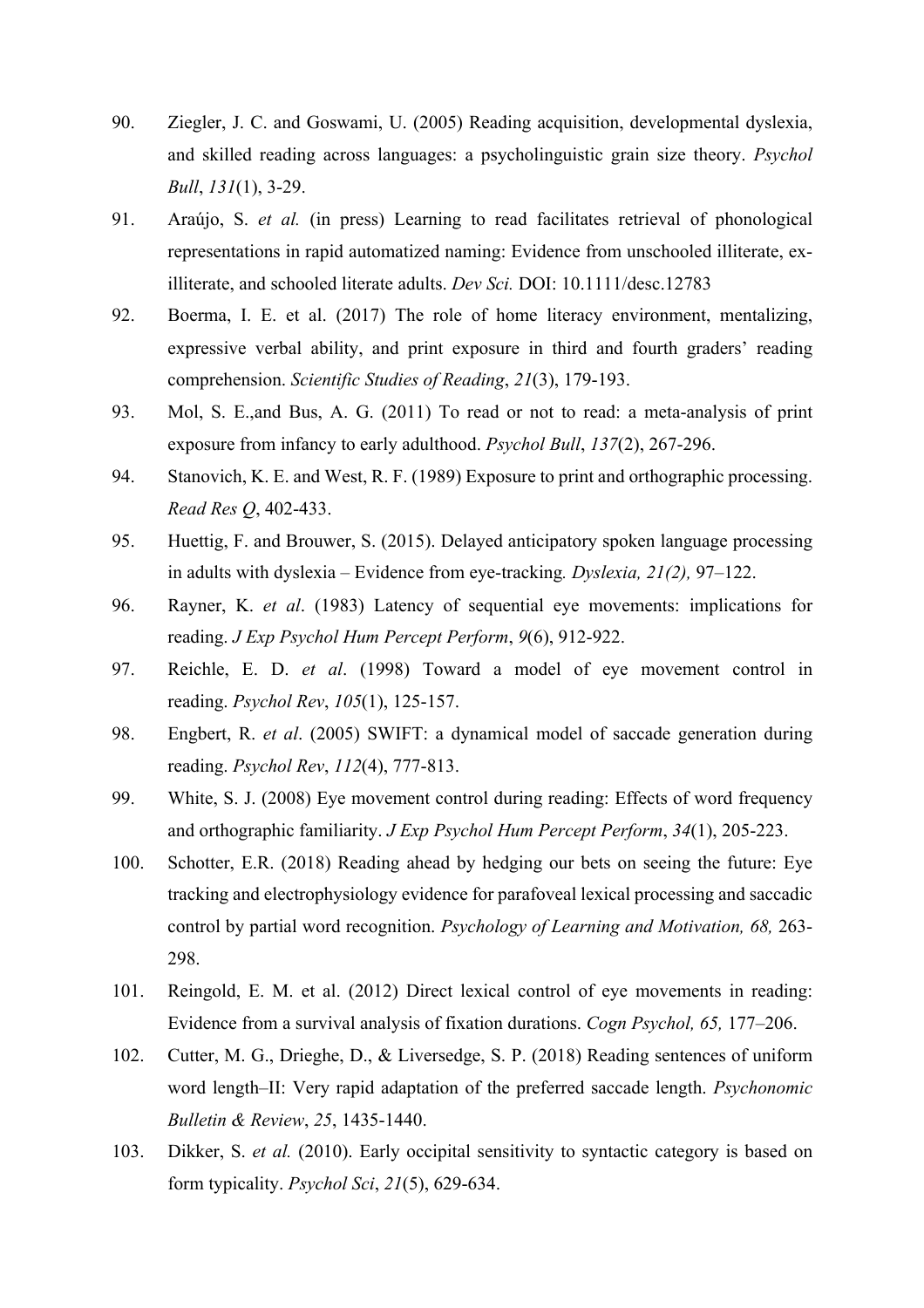90. Ziegler, J. C. and Goswami, U. (2005) Reading acquisition, developmental dyslexia, and skilled reading across languages: a psycholinguistic grain size theory. *Psychol Bull*, *131*(1), 3-29.
91. Araújo, S. *et al.* (in press) Learning to read facilitates retrieval of phonological representations in rapid automatized naming: Evidence from unschooled illiterate, ex-illiterate, and schooled literate adults. *Dev Sci.* DOI: 10.1111/desc.12783
92. Boerma, I. E. et al. (2017) The role of home literacy environment, mentalizing, expressive verbal ability, and print exposure in third and fourth graders' reading comprehension. *Scientific Studies of Reading*, *21*(3), 179-193.
93. Mol, S. E.,and Bus, A. G. (2011) To read or not to read: a meta-analysis of print exposure from infancy to early adulthood. *Psychol Bull*, *137*(2), 267-296.
94. Stanovich, K. E. and West, R. F. (1989) Exposure to print and orthographic processing. *Read Res Q*, 402-433.
95. Huettig, F. and Brouwer, S. (2015). Delayed anticipatory spoken language processing in adults with dyslexia – Evidence from eye-tracking*. Dyslexia, 21(2),* 97–122.
96. Rayner, K. *et al*. (1983) Latency of sequential eye movements: implications for reading. *J Exp Psychol Hum Percept Perform*, *9*(6), 912-922.
97. Reichle, E. D. *et al*. (1998) Toward a model of eye movement control in reading. *Psychol Rev*, *105*(1), 125-157.
98. Engbert, R. *et al*. (2005) SWIFT: a dynamical model of saccade generation during reading. *Psychol Rev*, *112*(4), 777-813.
99. White, S. J. (2008) Eye movement control during reading: Effects of word frequency and orthographic familiarity. *J Exp Psychol Hum Percept Perform*, *34*(1), 205-223.
100. Schotter, E.R. (2018) Reading ahead by hedging our bets on seeing the future: Eye tracking and electrophysiology evidence for parafoveal lexical processing and saccadic control by partial word recognition. *Psychology of Learning and Motivation, 68,* 263-298.
101. Reingold, E. M. et al. (2012) Direct lexical control of eye movements in reading: Evidence from a survival analysis of fixation durations. *Cogn Psychol, 65,* 177–206.
102. Cutter, M. G., Drieghe, D., & Liversedge, S. P. (2018) Reading sentences of uniform word length–II: Very rapid adaptation of the preferred saccade length. *Psychonomic Bulletin & Review*, *25*, 1435-1440.
103. Dikker, S. *et al.* (2010). Early occipital sensitivity to syntactic category is based on form typicality. *Psychol Sci*, *21*(5), 629-634.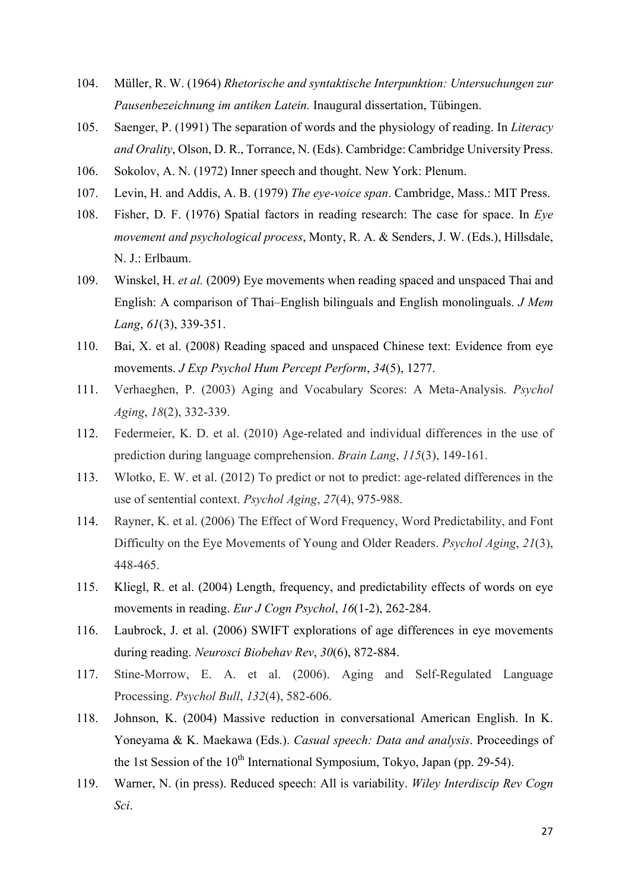104. Müller, R. W. (1964) *Rhetorische and syntaktische Interpunktion: Untersuchungen zur Pausenbezeichnung im antiken Latein.* Inaugural dissertation, Tübingen.
105. Saenger, P. (1991) The separation of words and the physiology of reading. In *Literacy and Orality*, Olson, D. R., Torrance, N. (Eds). Cambridge: Cambridge University Press.
106. Sokolov, A. N. (1972) Inner speech and thought. New York: Plenum.
107. Levin, H. and Addis, A. B. (1979) *The eye-voice span*. Cambridge, Mass.: MIT Press.
108. Fisher, D. F. (1976) Spatial factors in reading research: The case for space. In *Eye movement and psychological process*, Monty, R. A. & Senders, J. W. (Eds.), Hillsdale, N. J.: Erlbaum.
109. Winskel, H. *et al.* (2009) Eye movements when reading spaced and unspaced Thai and English: A comparison of Thai–English bilinguals and English monolinguals. *J Mem Lang*, *61*(3), 339-351.
110. Bai, X. et al. (2008) Reading spaced and unspaced Chinese text: Evidence from eye movements. *J Exp Psychol Hum Percept Perform*, *34*(5), 1277.
111. Verhaeghen, P. (2003) Aging and Vocabulary Scores: A Meta-Analysis. *Psychol Aging*, *18*(2), 332-339.
112. Federmeier, K. D. et al. (2010) Age-related and individual differences in the use of prediction during language comprehension. *Brain Lang*, *115*(3), 149-161.
113. Wlotko, E. W. et al. (2012) To predict or not to predict: age-related differences in the use of sentential context. *Psychol Aging*, *27*(4), 975-988.
114. Rayner, K. et al. (2006) The Effect of Word Frequency, Word Predictability, and Font Difficulty on the Eye Movements of Young and Older Readers. *Psychol Aging*, *21*(3), 448-465.
115. Kliegl, R. et al. (2004) Length, frequency, and predictability effects of words on eye movements in reading. *Eur J Cogn Psychol*, *16*(1-2), 262-284.
116. Laubrock, J. et al. (2006) SWIFT explorations of age differences in eye movements during reading. *Neurosci Biobehav Rev*, *30*(6), 872-884.
117. Stine-Morrow, E. A. et al. (2006). Aging and Self-Regulated Language Processing. *Psychol Bull*, *132*(4), 582-606.
118. Johnson, K. (2004) Massive reduction in conversational American English. In K. Yoneyama & K. Maekawa (Eds.). *Casual speech: Data and analysis*. Proceedings of the 1st Session of the 10th International Symposium, Tokyo, Japan (pp. 29-54).
119. Warner, N. (in press). Reduced speech: All is variability. *Wiley Interdiscip Rev Cogn Sci*.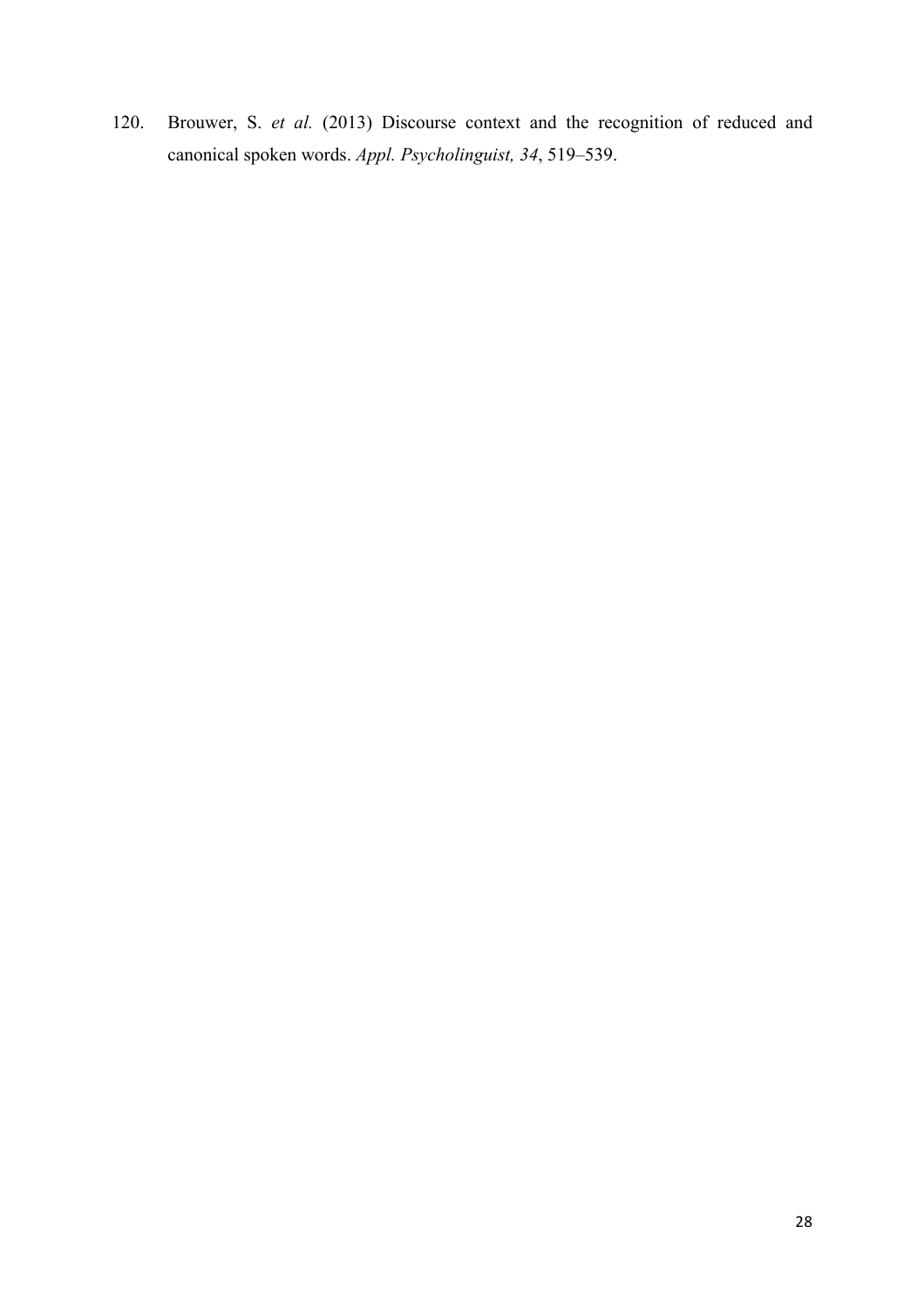120. Brouwer, S. *et al.* (2013) Discourse context and the recognition of reduced and canonical spoken words. *Appl. Psycholinguist, 34*, 519–539.